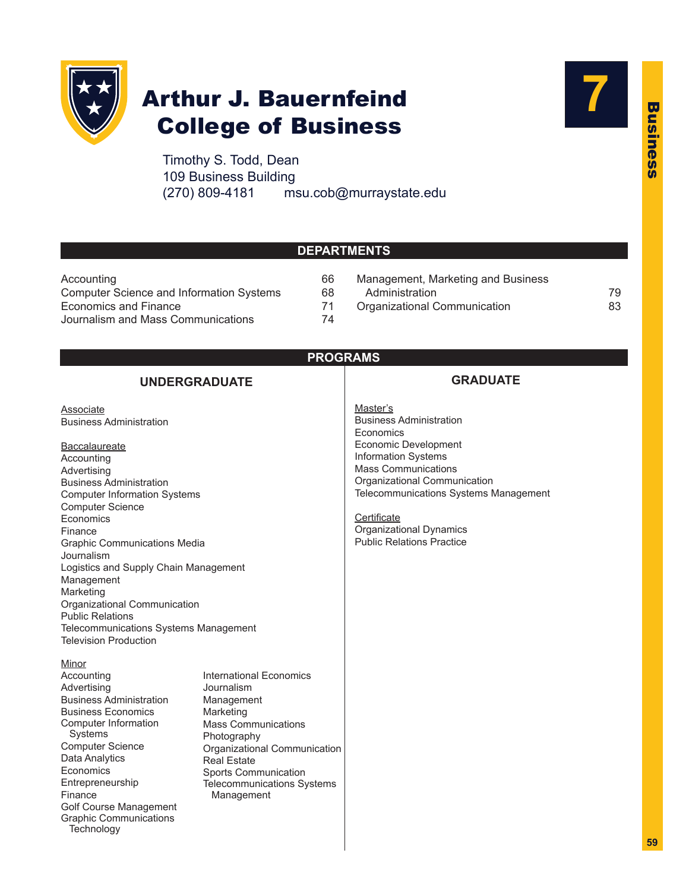# 7

# Arthur J. Bauernfeind College of Business

Timothy S. Todd, Dean
109 Business Building
(270) 809-4181 msu.cob@murraystate.edu

## DEPARTMENTS

| Department | Page |
| --- | --- |
| Accounting | 66 |
| Computer Science and Information Systems | 68 |
| Economics and Finance | 71 |
| Journalism and Mass Communications | 74 |
| Management, Marketing and Business Administration | 79 |
| Organizational Communication | 83 |

## PROGRAMS

### UNDERGRADUATE

Associate
- Business Administration

Baccalaureate
- Accounting
- Advertising
- Business Administration
- Computer Information Systems
- Computer Science
- Economics
- Finance
- Graphic Communications Media
- Journalism
- Logistics and Supply Chain Management
- Management
- Marketing
- Organizational Communication
- Public Relations
- Telecommunications Systems Management
- Television Production

Minor
- Accounting
- Advertising
- Business Administration
- Business Economics
- Computer Information Systems
- Computer Science
- Data Analytics
- Economics
- Entrepreneurship
- Finance
- Golf Course Management
- Graphic Communications Technology
- International Economics
- Journalism
- Management
- Marketing
- Mass Communications
- Photography
- Organizational Communication
- Real Estate
- Sports Communication
- Telecommunications Systems Management

### GRADUATE

Master's
- Business Administration
- Economics
- Economic Development
- Information Systems
- Mass Communications
- Organizational Communication
- Telecommunications Systems Management

Certificate
- Organizational Dynamics
- Public Relations Practice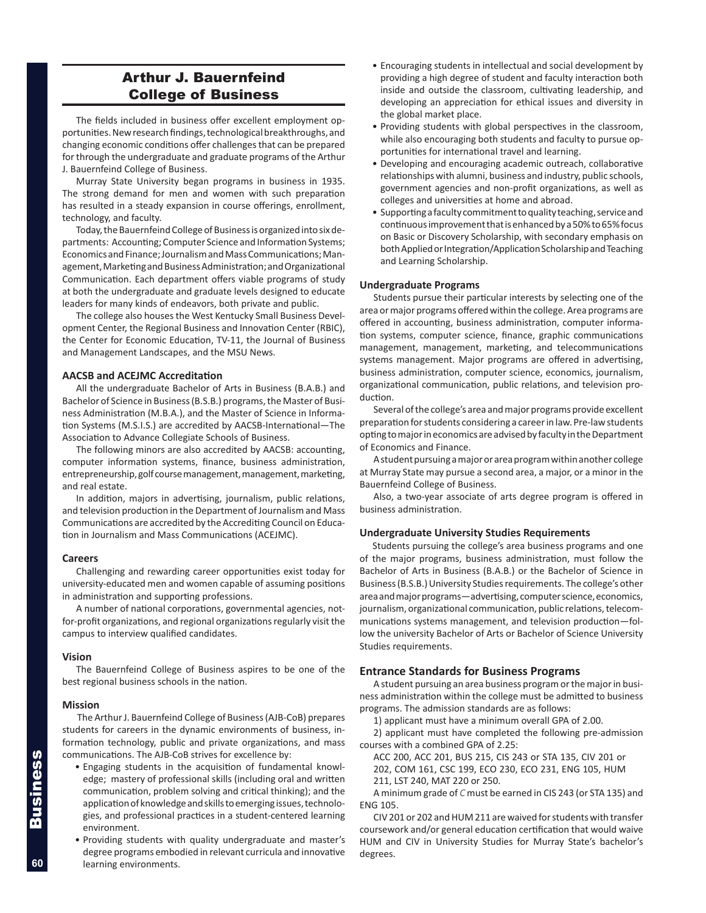# Arthur J. Bauernfeind College of Business

The fields included in business offer excellent employment opportunities. New research findings, technological breakthroughs, and changing economic conditions offer challenges that can be prepared for through the undergraduate and graduate programs of the Arthur J. Bauernfeind College of Business.

Murray State University began programs in business in 1935. The strong demand for men and women with such preparation has resulted in a steady expansion in course offerings, enrollment, technology, and faculty.

Today, the Bauernfeind College of Business is organized into six departments: Accounting; Computer Science and Information Systems; Economics and Finance; Journalism and Mass Communications; Management, Marketing and Business Administration; and Organizational Communication. Each department offers viable programs of study at both the undergraduate and graduate levels designed to educate leaders for many kinds of endeavors, both private and public.

The college also houses the West Kentucky Small Business Development Center, the Regional Business and Innovation Center (RBIC), the Center for Economic Education, TV-11, the Journal of Business and Management Landscapes, and the MSU News.

### AACSB and ACEJMC Accreditation

All the undergraduate Bachelor of Arts in Business (B.A.B.) and Bachelor of Science in Business (B.S.B.) programs, the Master of Business Administration (M.B.A.), and the Master of Science in Information Systems (M.S.I.S.) are accredited by AACSB-International—The Association to Advance Collegiate Schools of Business.

The following minors are also accredited by AACSB: accounting, computer information systems, finance, business administration, entrepreneurship, golf course management, management, marketing, and real estate.

In addition, majors in advertising, journalism, public relations, and television production in the Department of Journalism and Mass Communications are accredited by the Accrediting Council on Education in Journalism and Mass Communications (ACEJMC).

### Careers

Challenging and rewarding career opportunities exist today for university-educated men and women capable of assuming positions in administration and supporting professions.

A number of national corporations, governmental agencies, not-for-profit organizations, and regional organizations regularly visit the campus to interview qualified candidates.

### Vision

The Bauernfeind College of Business aspires to be one of the best regional business schools in the nation.

### Mission

The Arthur J. Bauernfeind College of Business (AJB-CoB) prepares students for careers in the dynamic environments of business, information technology, public and private organizations, and mass communications. The AJB-CoB strives for excellence by:

- Engaging students in the acquisition of fundamental knowledge; mastery of professional skills (including oral and written communication, problem solving and critical thinking); and the application of knowledge and skills to emerging issues, technologies, and professional practices in a student-centered learning environment.
- Providing students with quality undergraduate and master's degree programs embodied in relevant curricula and innovative learning environments.
- Encouraging students in intellectual and social development by providing a high degree of student and faculty interaction both inside and outside the classroom, cultivating leadership, and developing an appreciation for ethical issues and diversity in the global market place.
- Providing students with global perspectives in the classroom, while also encouraging both students and faculty to pursue opportunities for international travel and learning.
- Developing and encouraging academic outreach, collaborative relationships with alumni, business and industry, public schools, government agencies and non-profit organizations, as well as colleges and universities at home and abroad.
- Supporting a faculty commitment to quality teaching, service and continuous improvement that is enhanced by a 50% to 65% focus on Basic or Discovery Scholarship, with secondary emphasis on both Applied or Integration/Application Scholarship and Teaching and Learning Scholarship.

### Undergraduate Programs

Students pursue their particular interests by selecting one of the area or major programs offered within the college. Area programs are offered in accounting, business administration, computer information systems, computer science, finance, graphic communications management, management, marketing, and telecommunications systems management. Major programs are offered in advertising, business administration, computer science, economics, journalism, organizational communication, public relations, and television production.

Several of the college's area and major programs provide excellent preparation for students considering a career in law. Pre-law students opting to major in economics are advised by faculty in the Department of Economics and Finance.

A student pursuing a major or area program within another college at Murray State may pursue a second area, a major, or a minor in the Bauernfeind College of Business.

Also, a two-year associate of arts degree program is offered in business administration.

### Undergraduate University Studies Requirements

Students pursuing the college's area business programs and one of the major programs, business administration, must follow the Bachelor of Arts in Business (B.A.B.) or the Bachelor of Science in Business (B.S.B.) University Studies requirements. The college's other area and major programs—advertising, computer science, economics, journalism, organizational communication, public relations, telecommunications systems management, and television production—follow the university Bachelor of Arts or Bachelor of Science University Studies requirements.

## Entrance Standards for Business Programs

A student pursuing an area business program or the major in business administration within the college must be admitted to business programs. The admission standards are as follows:

1) applicant must have a minimum overall GPA of 2.00.

2) applicant must have completed the following pre-admission courses with a combined GPA of 2.25:

ACC 200, ACC 201, BUS 215, CIS 243 or STA 135, CIV 201 or 202, COM 161, CSC 199, ECO 230, ECO 231, ENG 105, HUM 211, LST 240, MAT 220 or 250.

A minimum grade of *C* must be earned in CIS 243 (or STA 135) and ENG 105.

CIV 201 or 202 and HUM 211 are waived for students with transfer coursework and/or general education certification that would waive HUM and CIV in University Studies for Murray State's bachelor's degrees.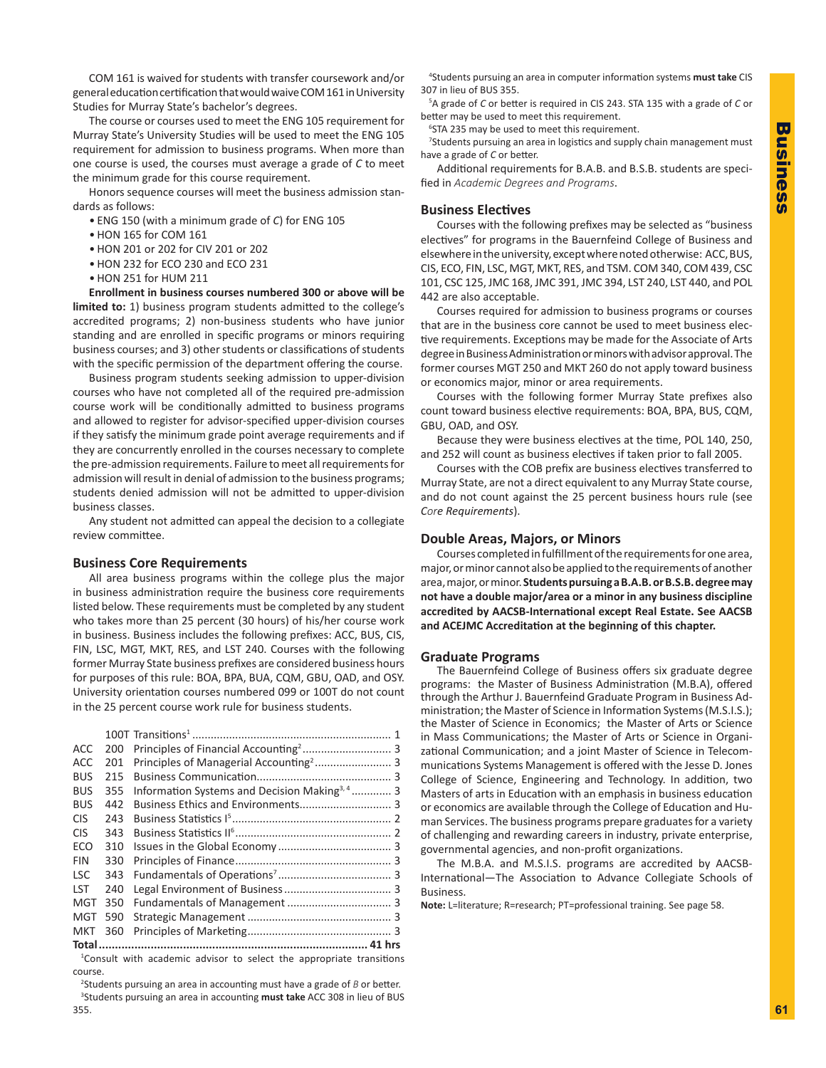COM 161 is waived for students with transfer coursework and/or general education certification that would waive COM 161 in University Studies for Murray State's bachelor's degrees.

The course or courses used to meet the ENG 105 requirement for Murray State's University Studies will be used to meet the ENG 105 requirement for admission to business programs. When more than one course is used, the courses must average a grade of *C* to meet the minimum grade for this course requirement.

Honors sequence courses will meet the business admission standards as follows:

- ENG 150 (with a minimum grade of *C*) for ENG 105
- HON 165 for COM 161
- HON 201 or 202 for CIV 201 or 202
- HON 232 for ECO 230 and ECO 231
- HON 251 for HUM 211

**Enrollment in business courses numbered 300 or above will be limited to:** 1) business program students admitted to the college's accredited programs; 2) non-business students who have junior standing and are enrolled in specific programs or minors requiring business courses; and 3) other students or classifications of students with the specific permission of the department offering the course.

Business program students seeking admission to upper-division courses who have not completed all of the required pre-admission course work will be conditionally admitted to business programs and allowed to register for advisor-specified upper-division courses if they satisfy the minimum grade point average requirements and if they are concurrently enrolled in the courses necessary to complete the pre-admission requirements. Failure to meet all requirements for admission will result in denial of admission to the business programs; students denied admission will not be admitted to upper-division business classes.

Any student not admitted can appeal the decision to a collegiate review committee.

## Business Core Requirements

All area business programs within the college plus the major in business administration require the business core requirements listed below. These requirements must be completed by any student who takes more than 25 percent (30 hours) of his/her course work in business. Business includes the following prefixes: ACC, BUS, CIS, FIN, LSC, MGT, MKT, RES, and LST 240. Courses with the following former Murray State business prefixes are considered business hours for purposes of this rule: BOA, BPA, BUA, CQM, GBU, OAD, and OSY. University orientation courses numbered 099 or 100T do not count in the 25 percent course work rule for business students.

| | | | |
|---|---|---|---|
| | 100T | Transitions[1] | 1 |
| ACC | 200 | Principles of Financial Accounting[2] | 3 |
| ACC | 201 | Principles of Managerial Accounting[2] | 3 |
| BUS | 215 | Business Communication | 3 |
| BUS | 355 | Information Systems and Decision Making[3, 4] | 3 |
| BUS | 442 | Business Ethics and Environments | 3 |
| CIS | 243 | Business Statistics I[5] | 2 |
| CIS | 343 | Business Statistics II[6] | 2 |
| ECO | 310 | Issues in the Global Economy | 3 |
| FIN | 330 | Principles of Finance | 3 |
| LSC | 343 | Fundamentals of Operations[7] | 3 |
| LST | 240 | Legal Environment of Business | 3 |
| MGT | 350 | Fundamentals of Management | 3 |
| MGT | 590 | Strategic Management | 3 |
| MKT | 360 | Principles of Marketing | 3 |
| **Total** | | | **41 hrs** |

[1]Consult with academic advisor to select the appropriate transitions course.

[2]Students pursuing an area in accounting must have a grade of *B* or better.

[3]Students pursuing an area in accounting **must take** ACC 308 in lieu of BUS 355.

[4]Students pursuing an area in computer information systems **must take** CIS 307 in lieu of BUS 355.

[5]A grade of *C* or better is required in CIS 243. STA 135 with a grade of *C* or better may be used to meet this requirement.

[6]STA 235 may be used to meet this requirement.

[7]Students pursuing an area in logistics and supply chain management must have a grade of *C* or better.

Additional requirements for B.A.B. and B.S.B. students are specified in *Academic Degrees and Programs*.

## Business Electives

Courses with the following prefixes may be selected as "business electives" for programs in the Bauernfeind College of Business and elsewhere in the university, except where noted otherwise: ACC, BUS, CIS, ECO, FIN, LSC, MGT, MKT, RES, and TSM. COM 340, COM 439, CSC 101, CSC 125, JMC 168, JMC 391, JMC 394, LST 240, LST 440, and POL 442 are also acceptable.

Courses required for admission to business programs or courses that are in the business core cannot be used to meet business elective requirements. Exceptions may be made for the Associate of Arts degree in Business Administration or minors with advisor approval. The former courses MGT 250 and MKT 260 do not apply toward business or economics major, minor or area requirements.

Courses with the following former Murray State prefixes also count toward business elective requirements: BOA, BPA, BUS, CQM, GBU, OAD, and OSY.

Because they were business electives at the time, POL 140, 250, and 252 will count as business electives if taken prior to fall 2005.

Courses with the COB prefix are business electives transferred to Murray State, are not a direct equivalent to any Murray State course, and do not count against the 25 percent business hours rule (see *Core Requirements*).

## Double Areas, Majors, or Minors

Courses completed in fulfillment of the requirements for one area, major, or minor cannot also be applied to the requirements of another area, major, or minor. **Students pursuing a B.A.B. or B.S.B. degree may not have a double major/area or a minor in any business discipline accredited by AACSB-International except Real Estate. See AACSB and ACEJMC Accreditation at the beginning of this chapter.**

## Graduate Programs

The Bauernfeind College of Business offers six graduate degree programs: the Master of Business Administration (M.B.A), offered through the Arthur J. Bauernfeind Graduate Program in Business Administration; the Master of Science in Information Systems (M.S.I.S.); the Master of Science in Economics; the Master of Arts or Science in Mass Communications; the Master of Arts or Science in Organizational Communication; and a joint Master of Science in Telecommunications Systems Management is offered with the Jesse D. Jones College of Science, Engineering and Technology. In addition, two Masters of arts in Education with an emphasis in business education or economics are available through the College of Education and Human Services. The business programs prepare graduates for a variety of challenging and rewarding careers in industry, private enterprise, governmental agencies, and non-profit organizations.

The M.B.A. and M.S.I.S. programs are accredited by AACSB-International—The Association to Advance Collegiate Schools of Business.

**Note:** L=literature; R=research; PT=professional training. See page 58.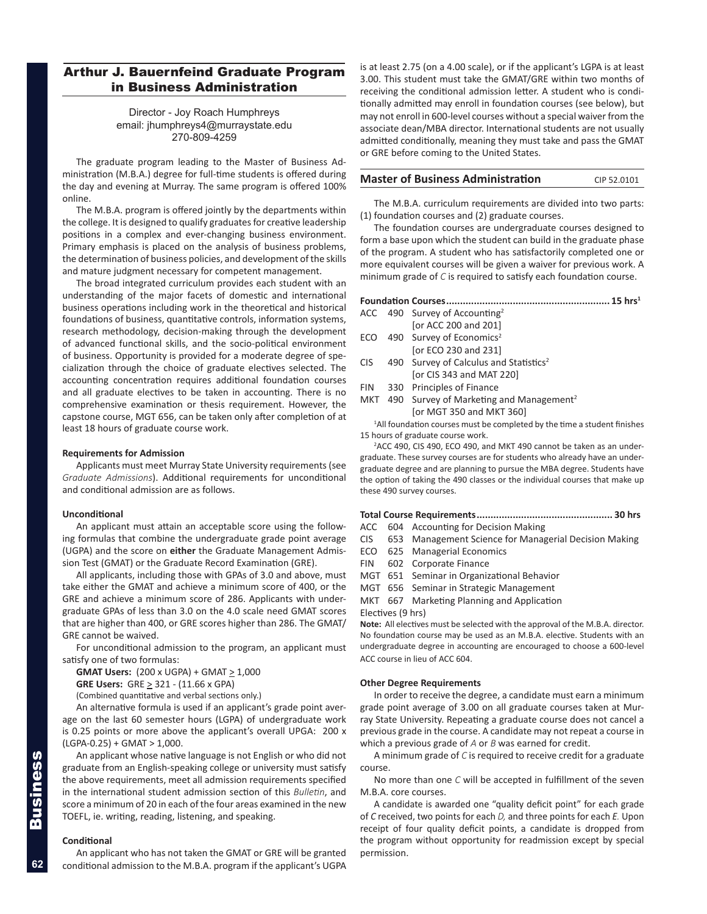# Arthur J. Bauernfeind Graduate Program in Business Administration

Director - Joy Roach Humphreys
email: jhumphreys4@murraystate.edu
270-809-4259

The graduate program leading to the Master of Business Administration (M.B.A.) degree for full-time students is offered during the day and evening at Murray. The same program is offered 100% online.

The M.B.A. program is offered jointly by the departments within the college. It is designed to qualify graduates for creative leadership positions in a complex and ever-changing business environment. Primary emphasis is placed on the analysis of business problems, the determination of business policies, and development of the skills and mature judgment necessary for competent management.

The broad integrated curriculum provides each student with an understanding of the major facets of domestic and international business operations including work in the theoretical and historical foundations of business, quantitative controls, information systems, research methodology, decision-making through the development of advanced functional skills, and the socio-political environment of business. Opportunity is provided for a moderate degree of specialization through the choice of graduate electives selected. The accounting concentration requires additional foundation courses and all graduate electives to be taken in accounting. There is no comprehensive examination or thesis requirement. However, the capstone course, MGT 656, can be taken only after completion of at least 18 hours of graduate course work.

**Requirements for Admission**

Applicants must meet Murray State University requirements (see *Graduate Admissions*). Additional requirements for unconditional and conditional admission are as follows.

**Unconditional**

An applicant must attain an acceptable score using the following formulas that combine the undergraduate grade point average (UGPA) and the score on **either** the Graduate Management Admission Test (GMAT) or the Graduate Record Examination (GRE).

All applicants, including those with GPAs of 3.0 and above, must take either the GMAT and achieve a minimum score of 400, or the GRE and achieve a minimum score of 286. Applicants with undergraduate GPAs of less than 3.0 on the 4.0 scale need GMAT scores that are higher than 400, or GRE scores higher than 286. The GMAT/GRE cannot be waived.

For unconditional admission to the program, an applicant must satisfy one of two formulas:

**GMAT Users:** (200 x UGPA) + GMAT $\geq$ 1,000

**GRE Users:** GRE $\geq$ 321 - (11.66 x GPA)

(Combined quantitative and verbal sections only.)

An alternative formula is used if an applicant's grade point average on the last 60 semester hours (LGPA) of undergraduate work is 0.25 points or more above the applicant's overall UPGA: 200 x (LGPA-0.25) + GMAT > 1,000.

An applicant whose native language is not English or who did not graduate from an English-speaking college or university must satisfy the above requirements, meet all admission requirements specified in the international student admission section of this *Bulletin*, and score a minimum of 20 in each of the four areas examined in the new TOEFL, ie. writing, reading, listening, and speaking.

**Conditional**

An applicant who has not taken the GMAT or GRE will be granted conditional admission to the M.B.A. program if the applicant's UGPA is at least 2.75 (on a 4.00 scale), or if the applicant's LGPA is at least 3.00. This student must take the GMAT/GRE within two months of receiving the conditional admission letter. A student who is conditionally admitted may enroll in foundation courses (see below), but may not enroll in 600-level courses without a special waiver from the associate dean/MBA director. International students are not usually admitted conditionally, meaning they must take and pass the GMAT or GRE before coming to the United States.

## Master of Business Administration — CIP 52.0101

The M.B.A. curriculum requirements are divided into two parts: (1) foundation courses and (2) graduate courses.

The foundation courses are undergraduate courses designed to form a base upon which the student can build in the graduate phase of the program. A student who has satisfactorily completed one or more equivalent courses will be given a waiver for previous work. A minimum grade of *C* is required to satisfy each foundation course.

**Foundation Courses.......................................................... 15 hrs[1]**

- ACC 490 Survey of Accounting[2] [or ACC 200 and 201]
- ECO 490 Survey of Economics[2] [or ECO 230 and 231]
- CIS 490 Survey of Calculus and Statistics[2] [or CIS 343 and MAT 220]
- FIN 330 Principles of Finance
- MKT 490 Survey of Marketing and Management[2] [or MGT 350 and MKT 360]

[1]All foundation courses must be completed by the time a student finishes 15 hours of graduate course work.

[2]ACC 490, CIS 490, ECO 490, and MKT 490 cannot be taken as an undergraduate. These survey courses are for students who already have an undergraduate degree and are planning to pursue the MBA degree. Students have the option of taking the 490 classes or the individual courses that make up these 490 survey courses.

**Total Course Requirements................................................ 30 hrs**

- ACC 604 Accounting for Decision Making
- CIS 653 Management Science for Managerial Decision Making
- ECO 625 Managerial Economics
- FIN 602 Corporate Finance
- MGT 651 Seminar in Organizational Behavior
- MGT 656 Seminar in Strategic Management
- MKT 667 Marketing Planning and Application
- Electives (9 hrs)

**Note:** All electives must be selected with the approval of the M.B.A. director. No foundation course may be used as an M.B.A. elective. Students with an undergraduate degree in accounting are encouraged to choose a 600-level ACC course in lieu of ACC 604.

**Other Degree Requirements**

In order to receive the degree, a candidate must earn a minimum grade point average of 3.00 on all graduate courses taken at Murray State University. Repeating a graduate course does not cancel a previous grade in the course. A candidate may not repeat a course in which a previous grade of *A* or *B* was earned for credit.

A minimum grade of *C* is required to receive credit for a graduate course.

No more than one *C* will be accepted in fulfillment of the seven M.B.A. core courses.

A candidate is awarded one "quality deficit point" for each grade of *C* received, two points for each *D,* and three points for each *E.* Upon receipt of four quality deficit points, a candidate is dropped from the program without opportunity for readmission except by special permission.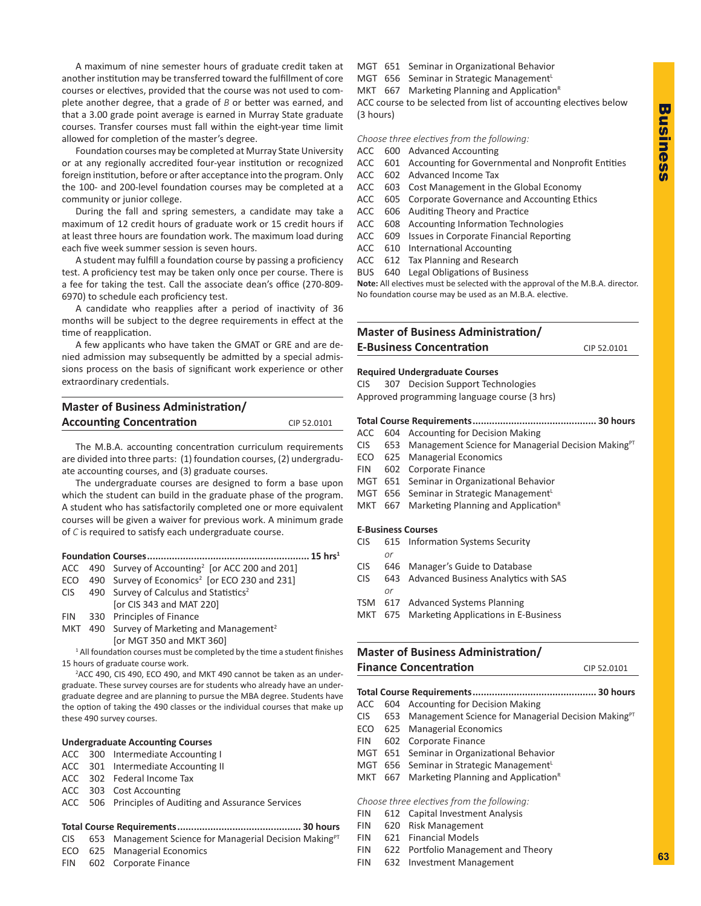A maximum of nine semester hours of graduate credit taken at another institution may be transferred toward the fulfillment of core courses or electives, provided that the course was not used to complete another degree, that a grade of *B* or better was earned, and that a 3.00 grade point average is earned in Murray State graduate courses. Transfer courses must fall within the eight-year time limit allowed for completion of the master's degree.

Foundation courses may be completed at Murray State University or at any regionally accredited four-year institution or recognized foreign institution, before or after acceptance into the program. Only the 100- and 200-level foundation courses may be completed at a community or junior college.

During the fall and spring semesters, a candidate may take a maximum of 12 credit hours of graduate work or 15 credit hours if at least three hours are foundation work. The maximum load during each five week summer session is seven hours.

A student may fulfill a foundation course by passing a proficiency test. A proficiency test may be taken only once per course. There is a fee for taking the test. Call the associate dean's office (270-809-6970) to schedule each proficiency test.

A candidate who reapplies after a period of inactivity of 36 months will be subject to the degree requirements in effect at the time of reapplication.

A few applicants who have taken the GMAT or GRE and are denied admission may subsequently be admitted by a special admissions process on the basis of significant work experience or other extraordinary credentials.

## Master of Business Administration/ Accounting Concentration

CIP 52.0101

The M.B.A. accounting concentration curriculum requirements are divided into three parts: (1) foundation courses, (2) undergraduate accounting courses, and (3) graduate courses.

The undergraduate courses are designed to form a base upon which the student can build in the graduate phase of the program. A student who has satisfactorily completed one or more equivalent courses will be given a waiver for previous work. A minimum grade of *C* is required to satisfy each undergraduate course.

**Foundation Courses.......................................................... 15 hrs[1]**

- ACC 490 Survey of Accounting[2] [or ACC 200 and 201]
- ECO 490 Survey of Economics[2] [or ECO 230 and 231]
- CIS 490 Survey of Calculus and Statistics[2] [or CIS 343 and MAT 220]
- FIN 330 Principles of Finance
- MKT 490 Survey of Marketing and Management[2] [or MGT 350 and MKT 360]

[1] All foundation courses must be completed by the time a student finishes 15 hours of graduate course work.

[2] ACC 490, CIS 490, ECO 490, and MKT 490 cannot be taken as an undergraduate. These survey courses are for students who already have an undergraduate degree and are planning to pursue the MBA degree. Students have the option of taking the 490 classes or the individual courses that make up these 490 survey courses.

**Undergraduate Accounting Courses**

- ACC 300 Intermediate Accounting I
- ACC 301 Intermediate Accounting II
- ACC 302 Federal Income Tax
- ACC 303 Cost Accounting
- ACC 506 Principles of Auditing and Assurance Services

**Total Course Requirements............................................ 30 hours**

- CIS 653 Management Science for Managerial Decision Making[PT]
- ECO 625 Managerial Economics
- FIN 602 Corporate Finance
- MGT 651 Seminar in Organizational Behavior
- MGT 656 Seminar in Strategic Management[L]
- MKT 667 Marketing Planning and Application[R]
- ACC course to be selected from list of accounting electives below (3 hours)

*Choose three electives from the following:*

- ACC 600 Advanced Accounting
- ACC 601 Accounting for Governmental and Nonprofit Entities
- ACC 602 Advanced Income Tax
- ACC 603 Cost Management in the Global Economy
- ACC 605 Corporate Governance and Accounting Ethics
- ACC 606 Auditing Theory and Practice
- ACC 608 Accounting Information Technologies
- ACC 609 Issues in Corporate Financial Reporting
- ACC 610 International Accounting
- ACC 612 Tax Planning and Research
- BUS 640 Legal Obligations of Business

**Note:** All electives must be selected with the approval of the M.B.A. director. No foundation course may be used as an M.B.A. elective.

## Master of Business Administration/ E-Business Concentration

CIP 52.0101

**Required Undergraduate Courses**

- CIS 307 Decision Support Technologies
- Approved programming language course (3 hrs)

**Total Course Requirements............................................ 30 hours**

- ACC 604 Accounting for Decision Making
- CIS 653 Management Science for Managerial Decision Making[PT]
- ECO 625 Managerial Economics
- FIN 602 Corporate Finance
- MGT 651 Seminar in Organizational Behavior
- MGT 656 Seminar in Strategic Management[L]
- MKT 667 Marketing Planning and Application[R]

**E-Business Courses**

- CIS 615 Information Systems Security
  *or*
- CIS 646 Manager's Guide to Database
- CIS 643 Advanced Business Analytics with SAS
  *or*
- TSM 617 Advanced Systems Planning
- MKT 675 Marketing Applications in E-Business

## Master of Business Administration/ Finance Concentration

CIP 52.0101

**Total Course Requirements............................................ 30 hours**

- ACC 604 Accounting for Decision Making
- CIS 653 Management Science for Managerial Decision Making[PT]
- ECO 625 Managerial Economics
- FIN 602 Corporate Finance
- MGT 651 Seminar in Organizational Behavior
- MGT 656 Seminar in Strategic Management[L]
- MKT 667 Marketing Planning and Application[R]

*Choose three electives from the following:*

- FIN 612 Capital Investment Analysis
- FIN 620 Risk Management
- FIN 621 Financial Models
- FIN 622 Portfolio Management and Theory
- FIN 632 Investment Management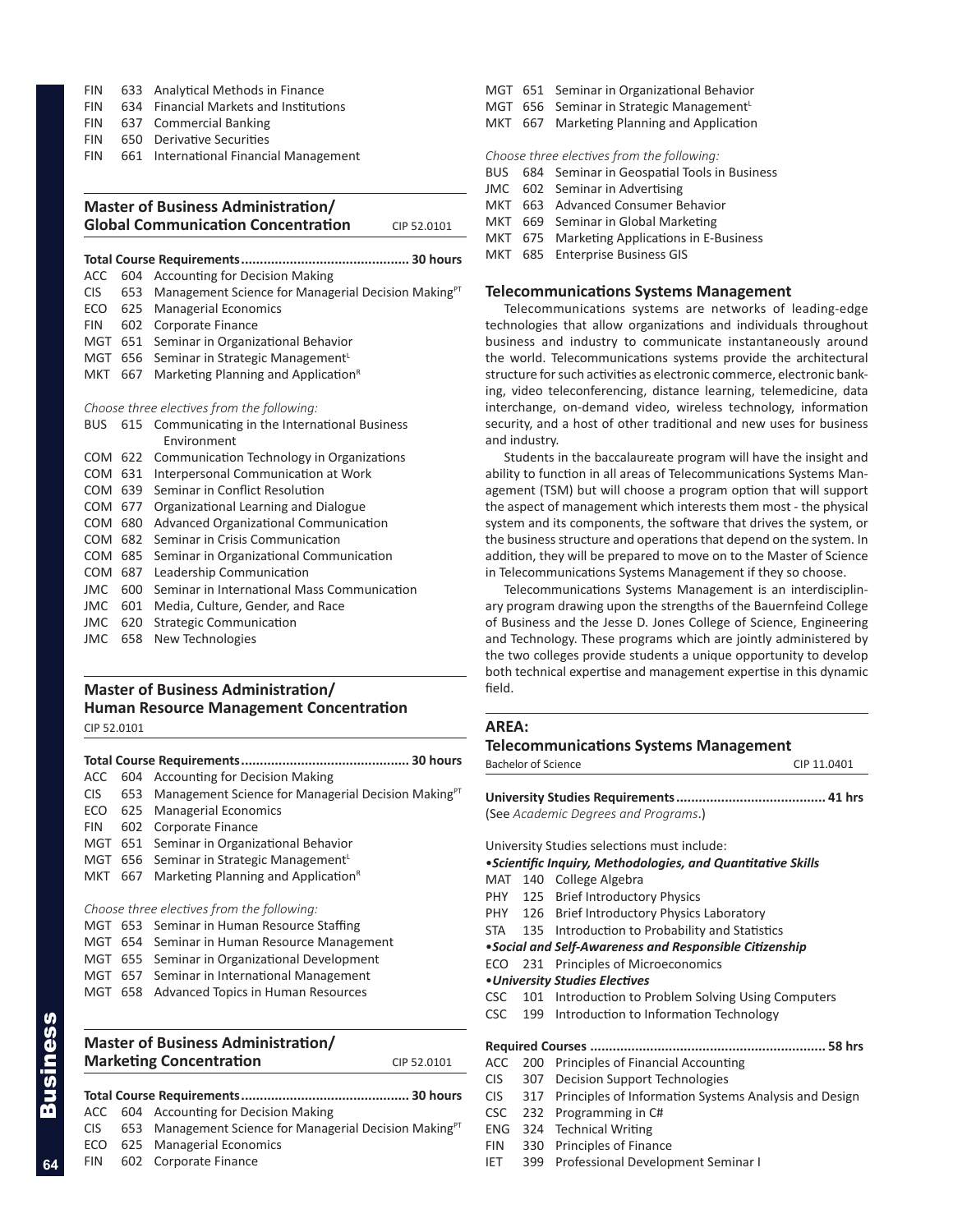FIN 633 Analytical Methods in Finance
FIN 634 Financial Markets and Institutions
FIN 637 Commercial Banking
FIN 650 Derivative Securities
FIN 661 International Financial Management

### Master of Business Administration/ Global Communication Concentration

CIP 52.0101

**Total Course Requirements............................................ 30 hours**

ACC 604 Accounting for Decision Making
CIS 653 Management Science for Managerial Decision Making[PT]
ECO 625 Managerial Economics
FIN 602 Corporate Finance
MGT 651 Seminar in Organizational Behavior
MGT 656 Seminar in Strategic Management[L]
MKT 667 Marketing Planning and Application[R]

*Choose three electives from the following:*

BUS 615 Communicating in the International Business Environment
COM 622 Communication Technology in Organizations
COM 631 Interpersonal Communication at Work
COM 639 Seminar in Conflict Resolution
COM 677 Organizational Learning and Dialogue
COM 680 Advanced Organizational Communication
COM 682 Seminar in Crisis Communication
COM 685 Seminar in Organizational Communication
COM 687 Leadership Communication
JMC 600 Seminar in International Mass Communication
JMC 601 Media, Culture, Gender, and Race
JMC 620 Strategic Communication
JMC 658 New Technologies

### Master of Business Administration/ Human Resource Management Concentration

CIP 52.0101

**Total Course Requirements............................................ 30 hours**

ACC 604 Accounting for Decision Making
CIS 653 Management Science for Managerial Decision Making[PT]
ECO 625 Managerial Economics
FIN 602 Corporate Finance
MGT 651 Seminar in Organizational Behavior
MGT 656 Seminar in Strategic Management[L]
MKT 667 Marketing Planning and Application[R]

*Choose three electives from the following:*

MGT 653 Seminar in Human Resource Staffing
MGT 654 Seminar in Human Resource Management
MGT 655 Seminar in Organizational Development
MGT 657 Seminar in International Management
MGT 658 Advanced Topics in Human Resources

### Master of Business Administration/ Marketing Concentration

CIP 52.0101

**Total Course Requirements............................................ 30 hours**

ACC 604 Accounting for Decision Making
CIS 653 Management Science for Managerial Decision Making[PT]
ECO 625 Managerial Economics
FIN 602 Corporate Finance
MGT 651 Seminar in Organizational Behavior
MGT 656 Seminar in Strategic Management[L]
MKT 667 Marketing Planning and Application

*Choose three electives from the following:*

BUS 684 Seminar in Geospatial Tools in Business
JMC 602 Seminar in Advertising
MKT 663 Advanced Consumer Behavior
MKT 669 Seminar in Global Marketing
MKT 675 Marketing Applications in E-Business
MKT 685 Enterprise Business GIS

### Telecommunications Systems Management

Telecommunications systems are networks of leading-edge technologies that allow organizations and individuals throughout business and industry to communicate instantaneously around the world. Telecommunications systems provide the architectural structure for such activities as electronic commerce, electronic banking, video teleconferencing, distance learning, telemedicine, data interchange, on-demand video, wireless technology, information security, and a host of other traditional and new uses for business and industry.

Students in the baccalaureate program will have the insight and ability to function in all areas of Telecommunications Systems Management (TSM) but will choose a program option that will support the aspect of management which interests them most - the physical system and its components, the software that drives the system, or the business structure and operations that depend on the system. In addition, they will be prepared to move on to the Master of Science in Telecommunications Systems Management if they so choose.

Telecommunications Systems Management is an interdisciplinary program drawing upon the strengths of the Bauernfeind College of Business and the Jesse D. Jones College of Science, Engineering and Technology. These programs which are jointly administered by the two colleges provide students a unique opportunity to develop both technical expertise and management expertise in this dynamic field.

### AREA: Telecommunications Systems Management

Bachelor of Science CIP 11.0401

**University Studies Requirements....................................... 41 hrs**

(See *Academic Degrees and Programs*.)

University Studies selections must include:

•***Scientific Inquiry, Methodologies, and Quantitative Skills***

MAT 140 College Algebra
PHY 125 Brief Introductory Physics
PHY 126 Brief Introductory Physics Laboratory
STA 135 Introduction to Probability and Statistics

•***Social and Self-Awareness and Responsible Citizenship***

ECO 231 Principles of Microeconomics

•***University Studies Electives***

CSC 101 Introduction to Problem Solving Using Computers
CSC 199 Introduction to Information Technology

**Required Courses .............................................................. 58 hrs**

ACC 200 Principles of Financial Accounting
CIS 307 Decision Support Technologies
CIS 317 Principles of Information Systems Analysis and Design
CSC 232 Programming in C#
ENG 324 Technical Writing
FIN 330 Principles of Finance
IET 399 Professional Development Seminar I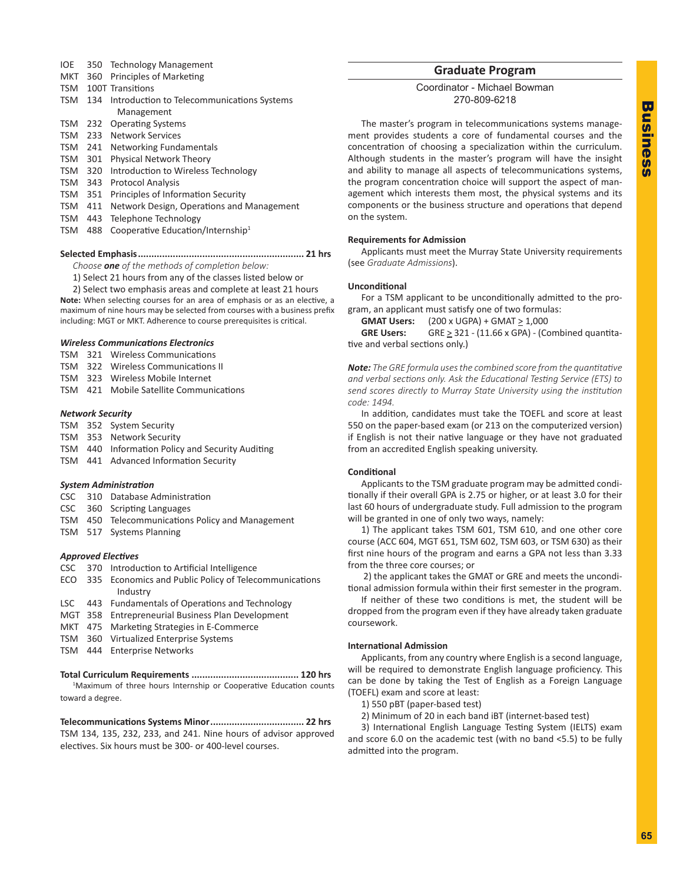IOE 350 Technology Management
MKT 360 Principles of Marketing
TSM 100T Transitions
TSM 134 Introduction to Telecommunications Systems Management
TSM 232 Operating Systems
TSM 233 Network Services
TSM 241 Networking Fundamentals
TSM 301 Physical Network Theory
TSM 320 Introduction to Wireless Technology
TSM 343 Protocol Analysis
TSM 351 Principles of Information Security
TSM 411 Network Design, Operations and Management
TSM 443 Telephone Technology
TSM 488 Cooperative Education/Internship[1]

**Selected Emphasis............................................................ 21 hrs**

*Choose **one** of the methods of completion below:*

1) Select 21 hours from any of the classes listed below or

2) Select two emphasis areas and complete at least 21 hours

**Note:** When selecting courses for an area of emphasis or as an elective, a maximum of nine hours may be selected from courses with a business prefix including: MGT or MKT. Adherence to course prerequisites is critical.

***Wireless Communications Electronics***

TSM 321 Wireless Communications
TSM 322 Wireless Communications II
TSM 323 Wireless Mobile Internet
TSM 421 Mobile Satellite Communications

***Network Security***

TSM 352 System Security
TSM 353 Network Security
TSM 440 Information Policy and Security Auditing
TSM 441 Advanced Information Security

***System Administration***

CSC 310 Database Administration
CSC 360 Scripting Languages
TSM 450 Telecommunications Policy and Management
TSM 517 Systems Planning

***Approved Electives***

CSC 370 Introduction to Artificial Intelligence
ECO 335 Economics and Public Policy of Telecommunications Industry
LSC 443 Fundamentals of Operations and Technology
MGT 358 Entrepreneurial Business Plan Development
MKT 475 Marketing Strategies in E-Commerce
TSM 360 Virtualized Enterprise Systems
TSM 444 Enterprise Networks

**Total Curriculum Requirements ....................................... 120 hrs**

[1]Maximum of three hours Internship or Cooperative Education counts toward a degree.

**Telecommunications Systems Minor.................................. 22 hrs**

TSM 134, 135, 232, 233, and 241. Nine hours of advisor approved electives. Six hours must be 300- or 400-level courses.

## Graduate Program

Coordinator - Michael Bowman
270-809-6218

The master's program in telecommunications systems management provides students a core of fundamental courses and the concentration of choosing a specialization within the curriculum. Although students in the master's program will have the insight and ability to manage all aspects of telecommunications systems, the program concentration choice will support the aspect of management which interests them most, the physical systems and its components or the business structure and operations that depend on the system.

**Requirements for Admission**

Applicants must meet the Murray State University requirements (see *Graduate Admissions*).

**Unconditional**

For a TSM applicant to be unconditionally admitted to the program, an applicant must satisfy one of two formulas:

**GMAT Users:** (200 x UGPA) + GMAT $\geq$ 1,000

**GRE Users:** GRE $\geq$ 321 - (11.66 x GPA) - (Combined quantitative and verbal sections only.)

***Note:*** *The GRE formula uses the combined score from the quantitative and verbal sections only. Ask the Educational Testing Service (ETS) to send scores directly to Murray State University using the institution code: 1494.*

In addition, candidates must take the TOEFL and score at least 550 on the paper-based exam (or 213 on the computerized version) if English is not their native language or they have not graduated from an accredited English speaking university.

**Conditional**

Applicants to the TSM graduate program may be admitted conditionally if their overall GPA is 2.75 or higher, or at least 3.0 for their last 60 hours of undergraduate study. Full admission to the program will be granted in one of only two ways, namely:

1) The applicant takes TSM 601, TSM 610, and one other core course (ACC 604, MGT 651, TSM 602, TSM 603, or TSM 630) as their first nine hours of the program and earns a GPA not less than 3.33 from the three core courses; or

2) the applicant takes the GMAT or GRE and meets the unconditional admission formula within their first semester in the program.

If neither of these two conditions is met, the student will be dropped from the program even if they have already taken graduate coursework.

**International Admission**

Applicants, from any country where English is a second language, will be required to demonstrate English language proficiency. This can be done by taking the Test of English as a Foreign Language (TOEFL) exam and score at least:

1) 550 pBT (paper-based test)

2) Minimum of 20 in each band iBT (internet-based test)

3) International English Language Testing System (IELTS) exam and score 6.0 on the academic test (with no band <5.5) to be fully admitted into the program.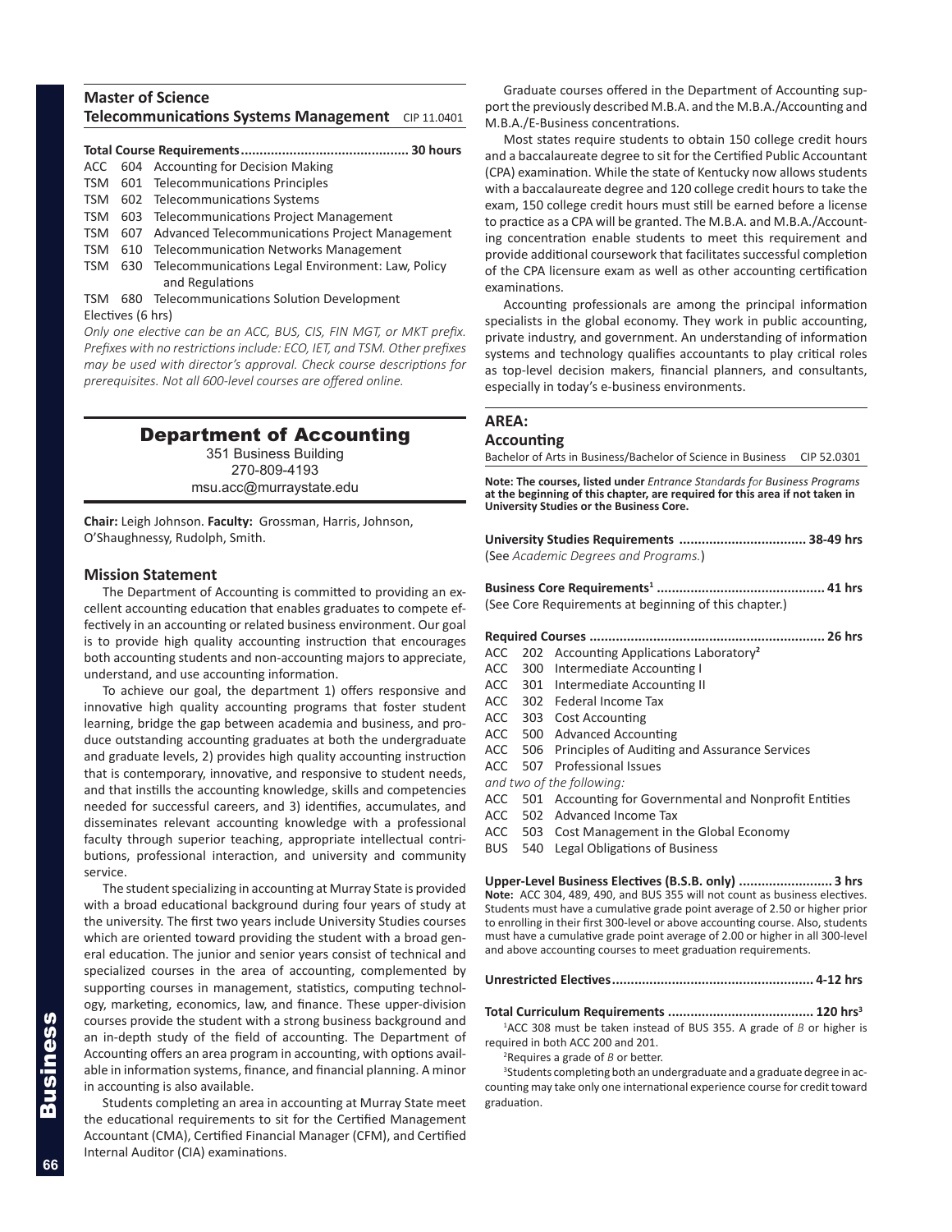## Master of Science
### Telecommunications Systems Management CIP 11.0401

**Total Course Requirements............................................ 30 hours**

ACC 604 Accounting for Decision Making
TSM 601 Telecommunications Principles
TSM 602 Telecommunications Systems
TSM 603 Telecommunications Project Management
TSM 607 Advanced Telecommunications Project Management
TSM 610 Telecommunication Networks Management
TSM 630 Telecommunications Legal Environment: Law, Policy and Regulations
TSM 680 Telecommunications Solution Development
Electives (6 hrs)

*Only one elective can be an ACC, BUS, CIS, FIN MGT, or MKT prefix. Prefixes with no restrictions include: ECO, IET, and TSM. Other prefixes may be used with director's approval. Check course descriptions for prerequisites. Not all 600-level courses are offered online.*

# Department of Accounting

351 Business Building
270-809-4193
msu.acc@murraystate.edu

**Chair:** Leigh Johnson. **Faculty:** Grossman, Harris, Johnson, O'Shaughnessy, Rudolph, Smith.

### Mission Statement

The Department of Accounting is committed to providing an excellent accounting education that enables graduates to compete effectively in an accounting or related business environment. Our goal is to provide high quality accounting instruction that encourages both accounting students and non-accounting majors to appreciate, understand, and use accounting information.

To achieve our goal, the department 1) offers responsive and innovative high quality accounting programs that foster student learning, bridge the gap between academia and business, and produce outstanding accounting graduates at both the undergraduate and graduate levels, 2) provides high quality accounting instruction that is contemporary, innovative, and responsive to student needs, and that instills the accounting knowledge, skills and competencies needed for successful careers, and 3) identifies, accumulates, and disseminates relevant accounting knowledge with a professional faculty through superior teaching, appropriate intellectual contributions, professional interaction, and university and community service.

The student specializing in accounting at Murray State is provided with a broad educational background during four years of study at the university. The first two years include University Studies courses which are oriented toward providing the student with a broad general education. The junior and senior years consist of technical and specialized courses in the area of accounting, complemented by supporting courses in management, statistics, computing technology, marketing, economics, law, and finance. These upper-division courses provide the student with a strong business background and an in-depth study of the field of accounting. The Department of Accounting offers an area program in accounting, with options available in information systems, finance, and financial planning. A minor in accounting is also available.

Students completing an area in accounting at Murray State meet the educational requirements to sit for the Certified Management Accountant (CMA), Certified Financial Manager (CFM), and Certified Internal Auditor (CIA) examinations.

Graduate courses offered in the Department of Accounting support the previously described M.B.A. and the M.B.A./Accounting and M.B.A./E-Business concentrations.

Most states require students to obtain 150 college credit hours and a baccalaureate degree to sit for the Certified Public Accountant (CPA) examination. While the state of Kentucky now allows students with a baccalaureate degree and 120 college credit hours to take the exam, 150 college credit hours must still be earned before a license to practice as a CPA will be granted. The M.B.A. and M.B.A./Accounting concentration enable students to meet this requirement and provide additional coursework that facilitates successful completion of the CPA licensure exam as well as other accounting certification examinations.

Accounting professionals are among the principal information specialists in the global economy. They work in public accounting, private industry, and government. An understanding of information systems and technology qualifies accountants to play critical roles as top-level decision makers, financial planners, and consultants, especially in today's e-business environments.

## AREA:
### Accounting

Bachelor of Arts in Business/Bachelor of Science in Business CIP 52.0301

**Note: The courses, listed under *Entrance Standards for Business Programs* at the beginning of this chapter, are required for this area if not taken in University Studies or the Business Core.**

**University Studies Requirements ................................. 38-49 hrs**
(See *Academic Degrees and Programs.*)

**Business Core Requirements[1] ............................................ 41 hrs**
(See Core Requirements at beginning of this chapter.)

**Required Courses .............................................................. 26 hrs**

ACC 202 Accounting Applications Laboratory[2]
ACC 300 Intermediate Accounting I
ACC 301 Intermediate Accounting II
ACC 302 Federal Income Tax
ACC 303 Cost Accounting
ACC 500 Advanced Accounting
ACC 506 Principles of Auditing and Assurance Services
ACC 507 Professional Issues

*and two of the following:*

ACC 501 Accounting for Governmental and Nonprofit Entities
ACC 502 Advanced Income Tax
ACC 503 Cost Management in the Global Economy
BUS 540 Legal Obligations of Business

**Upper-Level Business Electives (B.S.B. only) ......................... 3 hrs**
**Note:** ACC 304, 489, 490, and BUS 355 will not count as business electives. Students must have a cumulative grade point average of 2.50 or higher prior to enrolling in their first 300-level or above accounting course. Also, students must have a cumulative grade point average of 2.00 or higher in all 300-level and above accounting courses to meet graduation requirements.

**Unrestricted Electives..................................................... 4-12 hrs**

**Total Curriculum Requirements ...................................... 120 hrs[3]**

[1]ACC 308 must be taken instead of BUS 355. A grade of *B* or higher is required in both ACC 200 and 201.

[2]Requires a grade of *B* or better.

[3]Students completing both an undergraduate and a graduate degree in accounting may take only one international experience course for credit toward graduation.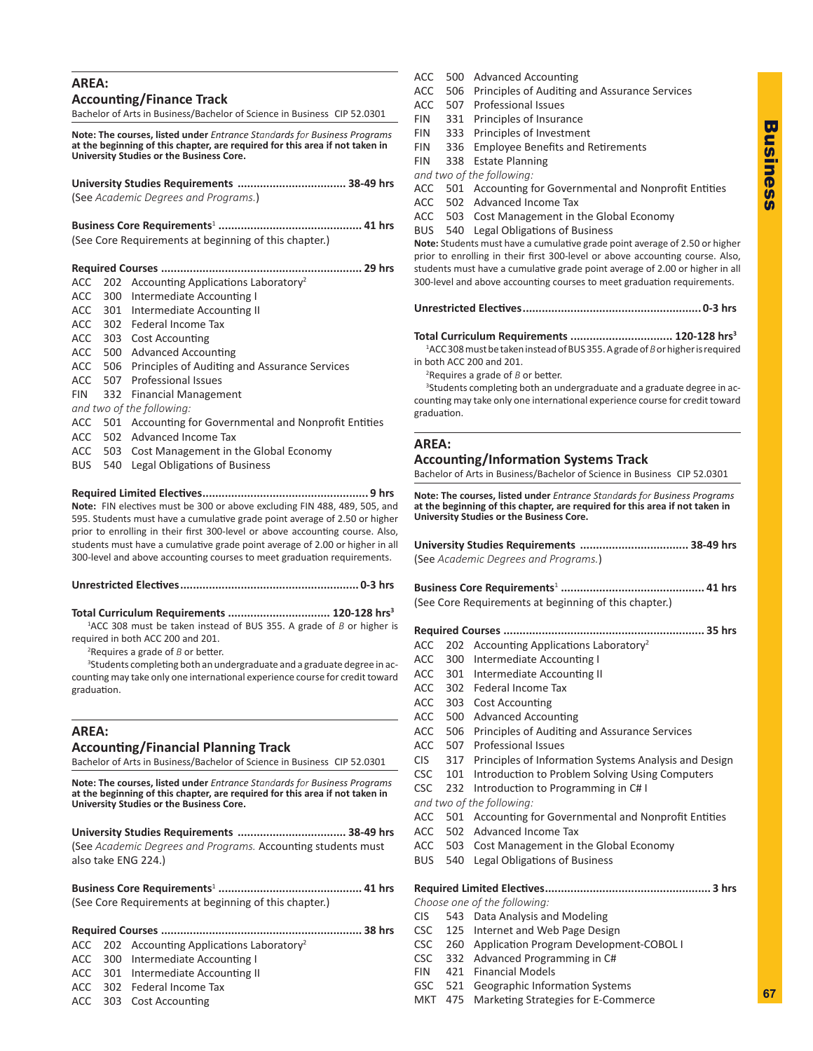## AREA:
### Accounting/Finance Track

Bachelor of Arts in Business/Bachelor of Science in Business CIP 52.0301

**Note: The courses, listed under *Entrance Standards for Business Programs* at the beginning of this chapter, are required for this area if not taken in University Studies or the Business Core.**

**University Studies Requirements .................................. 38-49 hrs**
(See *Academic Degrees and Programs.*)

**Business Core Requirements[1] ............................................ 41 hrs**
(See Core Requirements at beginning of this chapter.)

**Required Courses .............................................................. 29 hrs**

ACC 202 Accounting Applications Laboratory[2]
ACC 300 Intermediate Accounting I
ACC 301 Intermediate Accounting II
ACC 302 Federal Income Tax
ACC 303 Cost Accounting
ACC 500 Advanced Accounting
ACC 506 Principles of Auditing and Assurance Services
ACC 507 Professional Issues
FIN 332 Financial Management

*and two of the following:*

ACC 501 Accounting for Governmental and Nonprofit Entities
ACC 502 Advanced Income Tax
ACC 503 Cost Management in the Global Economy
BUS 540 Legal Obligations of Business

**Required Limited Electives................................................... 9 hrs**
**Note:** FIN electives must be 300 or above excluding FIN 488, 489, 505, and 595. Students must have a cumulative grade point average of 2.50 or higher prior to enrolling in their first 300-level or above accounting course. Also, students must have a cumulative grade point average of 2.00 or higher in all 300-level and above accounting courses to meet graduation requirements.

**Unrestricted Electives....................................................... 0-3 hrs**

**Total Curriculum Requirements ................................ 120-128 hrs[3]**

[1]ACC 308 must be taken instead of BUS 355. A grade of *B* or higher is required in both ACC 200 and 201.

[2]Requires a grade of *B* or better.

[3]Students completing both an undergraduate and a graduate degree in accounting may take only one international experience course for credit toward graduation.

## AREA:
### Accounting/Financial Planning Track

Bachelor of Arts in Business/Bachelor of Science in Business CIP 52.0301

**Note: The courses, listed under *Entrance Standards for Business Programs* at the beginning of this chapter, are required for this area if not taken in University Studies or the Business Core.**

**University Studies Requirements .................................. 38-49 hrs**
(See *Academic Degrees and Programs.* Accounting students must also take ENG 224.)

**Business Core Requirements[1] ............................................ 41 hrs**
(See Core Requirements at beginning of this chapter.)

**Required Courses .............................................................. 38 hrs**

ACC 202 Accounting Applications Laboratory[2]
ACC 300 Intermediate Accounting I
ACC 301 Intermediate Accounting II
ACC 302 Federal Income Tax
ACC 303 Cost Accounting
ACC 500 Advanced Accounting
ACC 506 Principles of Auditing and Assurance Services
ACC 507 Professional Issues
FIN 331 Principles of Insurance
FIN 333 Principles of Investment
FIN 336 Employee Benefits and Retirements
FIN 338 Estate Planning

*and two of the following:*

ACC 501 Accounting for Governmental and Nonprofit Entities
ACC 502 Advanced Income Tax
ACC 503 Cost Management in the Global Economy
BUS 540 Legal Obligations of Business

**Note:** Students must have a cumulative grade point average of 2.50 or higher prior to enrolling in their first 300-level or above accounting course. Also, students must have a cumulative grade point average of 2.00 or higher in all 300-level and above accounting courses to meet graduation requirements.

**Unrestricted Electives....................................................... 0-3 hrs**

**Total Curriculum Requirements ................................ 120-128 hrs[3]**

[1]ACC 308 must be taken instead of BUS 355. A grade of *B* or higher is required in both ACC 200 and 201.

[2]Requires a grade of *B* or better.

[3]Students completing both an undergraduate and a graduate degree in accounting may take only one international experience course for credit toward graduation.

## AREA:
### Accounting/Information Systems Track

Bachelor of Arts in Business/Bachelor of Science in Business CIP 52.0301

**Note: The courses, listed under *Entrance Standards for Business Programs* at the beginning of this chapter, are required for this area if not taken in University Studies or the Business Core.**

**University Studies Requirements .................................. 38-49 hrs**
(See *Academic Degrees and Programs.*)

**Business Core Requirements[1] ............................................ 41 hrs**
(See Core Requirements at beginning of this chapter.)

**Required Courses .............................................................. 35 hrs**

ACC 202 Accounting Applications Laboratory[2]
ACC 300 Intermediate Accounting I
ACC 301 Intermediate Accounting II
ACC 302 Federal Income Tax
ACC 303 Cost Accounting
ACC 500 Advanced Accounting
ACC 506 Principles of Auditing and Assurance Services
ACC 507 Professional Issues
CIS 317 Principles of Information Systems Analysis and Design
CSC 101 Introduction to Problem Solving Using Computers
CSC 232 Introduction to Programming in C# I

*and two of the following:*

ACC 501 Accounting for Governmental and Nonprofit Entities
ACC 502 Advanced Income Tax
ACC 503 Cost Management in the Global Economy
BUS 540 Legal Obligations of Business

**Required Limited Electives................................................... 3 hrs**

*Choose one of the following:*

CIS 543 Data Analysis and Modeling
CSC 125 Internet and Web Page Design
CSC 260 Application Program Development-COBOL I
CSC 332 Advanced Programming in C#
FIN 421 Financial Models
GSC 521 Geographic Information Systems
MKT 475 Marketing Strategies for E-Commerce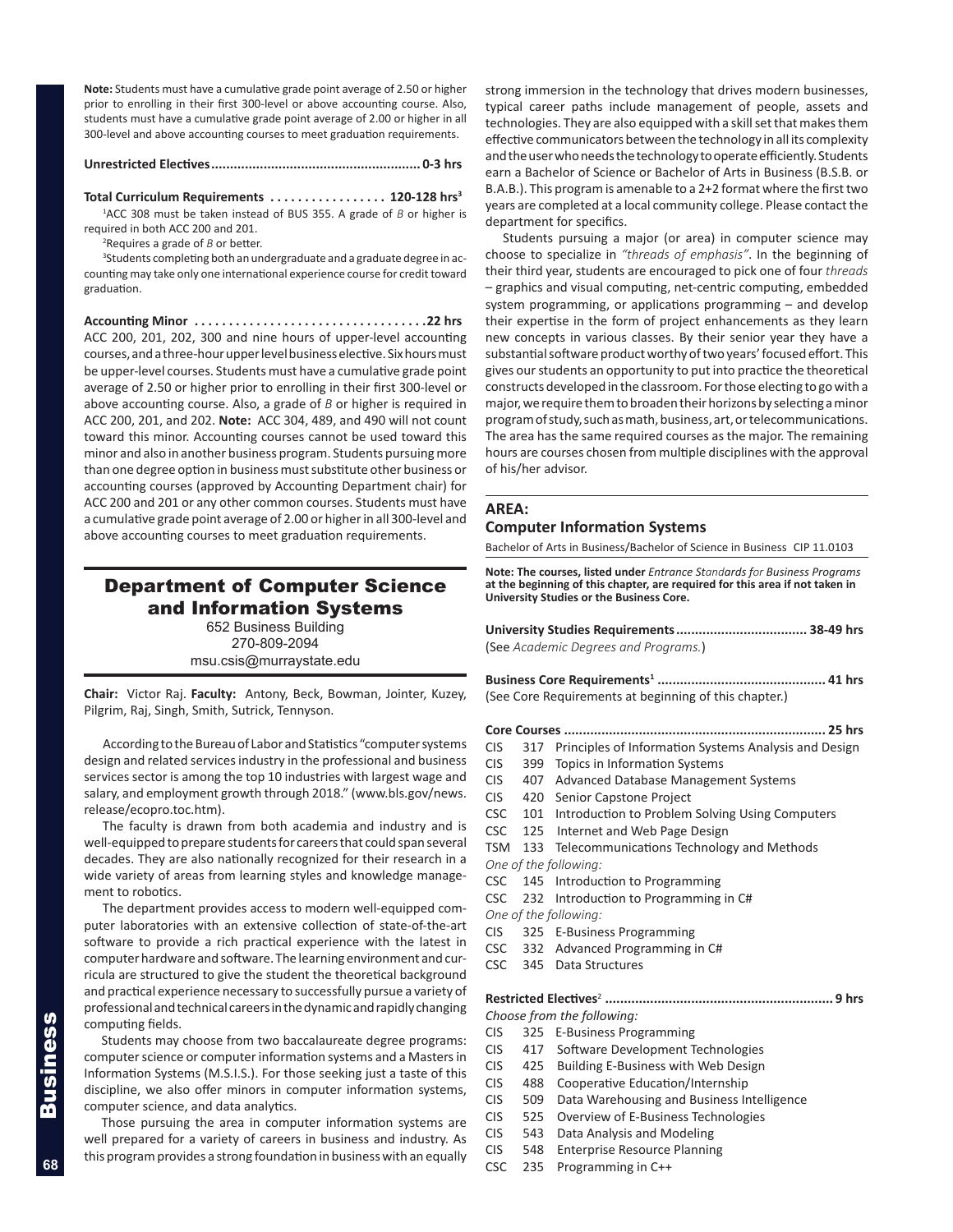**Note:** Students must have a cumulative grade point average of 2.50 or higher prior to enrolling in their first 300-level or above accounting course. Also, students must have a cumulative grade point average of 2.00 or higher in all 300-level and above accounting courses to meet graduation requirements.

**Unrestricted Electives....................................................... 0-3 hrs**

**Total Curriculum Requirements ................. 120-128 hrs[3]**

[1]ACC 308 must be taken instead of BUS 355. A grade of *B* or higher is required in both ACC 200 and 201.

[2]Requires a grade of *B* or better.

[3]Students completing both an undergraduate and a graduate degree in accounting may take only one international experience course for credit toward graduation.

**Accounting Minor ...................................22 hrs**

ACC 200, 201, 202, 300 and nine hours of upper-level accounting courses, and a three-hour upper level business elective. Six hours must be upper-level courses. Students must have a cumulative grade point average of 2.50 or higher prior to enrolling in their first 300-level or above accounting course. Also, a grade of *B* or higher is required in ACC 200, 201, and 202. **Note:** ACC 304, 489, and 490 will not count toward this minor. Accounting courses cannot be used toward this minor and also in another business program. Students pursuing more than one degree option in business must substitute other business or accounting courses (approved by Accounting Department chair) for ACC 200 and 201 or any other common courses. Students must have a cumulative grade point average of 2.00 or higher in all 300-level and above accounting courses to meet graduation requirements.

## Department of Computer Science and Information Systems

652 Business Building
270-809-2094
msu.csis@murraystate.edu

**Chair:** Victor Raj. **Faculty:** Antony, Beck, Bowman, Jointer, Kuzey, Pilgrim, Raj, Singh, Smith, Sutrick, Tennyson.

According to the Bureau of Labor and Statistics "computer systems design and related services industry in the professional and business services sector is among the top 10 industries with largest wage and salary, and employment growth through 2018." (www.bls.gov/news.release/ecopro.toc.htm).

The faculty is drawn from both academia and industry and is well-equipped to prepare students for careers that could span several decades. They are also nationally recognized for their research in a wide variety of areas from learning styles and knowledge management to robotics.

The department provides access to modern well-equipped computer laboratories with an extensive collection of state-of-the-art software to provide a rich practical experience with the latest in computer hardware and software. The learning environment and curricula are structured to give the student the theoretical background and practical experience necessary to successfully pursue a variety of professional and technical careers in the dynamic and rapidly changing computing fields.

Students may choose from two baccalaureate degree programs: computer science or computer information systems and a Masters in Information Systems (M.S.I.S.). For those seeking just a taste of this discipline, we also offer minors in computer information systems, computer science, and data analytics.

Those pursuing the area in computer information systems are well prepared for a variety of careers in business and industry. As this program provides a strong foundation in business with an equally strong immersion in the technology that drives modern businesses, typical career paths include management of people, assets and technologies. They are also equipped with a skill set that makes them effective communicators between the technology in all its complexity and the user who needs the technology to operate efficiently. Students earn a Bachelor of Science or Bachelor of Arts in Business (B.S.B. or B.A.B.). This program is amenable to a 2+2 format where the first two years are completed at a local community college. Please contact the department for specifics.

Students pursuing a major (or area) in computer science may choose to specialize in *"threads of emphasis"*. In the beginning of their third year, students are encouraged to pick one of four *threads* – graphics and visual computing, net-centric computing, embedded system programming, or applications programming – and develop their expertise in the form of project enhancements as they learn new concepts in various classes. By their senior year they have a substantial software product worthy of two years' focused effort. This gives our students an opportunity to put into practice the theoretical constructs developed in the classroom. For those electing to go with a major, we require them to broaden their horizons by selecting a minor program of study, such as math, business, art, or telecommunications. The area has the same required courses as the major. The remaining hours are courses chosen from multiple disciplines with the approval of his/her advisor.

### AREA: Computer Information Systems

Bachelor of Arts in Business/Bachelor of Science in Business CIP 11.0103

**Note: The courses, listed under** ***Entrance Standards for Business Programs*** **at the beginning of this chapter, are required for this area if not taken in University Studies or the Business Core.**

**University Studies Requirements.................................. 38-49 hrs**
(See *Academic Degrees and Programs.*)

**Business Core Requirements[1] ............................................ 41 hrs**
(See Core Requirements at beginning of this chapter.)

**Core Courses .................................................................... 25 hrs**

- CIS 317 Principles of Information Systems Analysis and Design
- CIS 399 Topics in Information Systems
- CIS 407 Advanced Database Management Systems
- CIS 420 Senior Capstone Project
- CSC 101 Introduction to Problem Solving Using Computers
- CSC 125 Internet and Web Page Design
- TSM 133 Telecommunications Technology and Methods

*One of the following:*

- CSC 145 Introduction to Programming
- CSC 232 Introduction to Programming in C#

*One of the following:*

- CIS 325 E-Business Programming
- CSC 332 Advanced Programming in C#
- CSC 345 Data Structures

**Restricted Electives[2] ............................................................ 9 hrs**

*Choose from the following:*

- CIS 325 E-Business Programming
- CIS 417 Software Development Technologies
- CIS 425 Building E-Business with Web Design
- CIS 488 Cooperative Education/Internship
- CIS 509 Data Warehousing and Business Intelligence
- CIS 525 Overview of E-Business Technologies
- CIS 543 Data Analysis and Modeling
- CIS 548 Enterprise Resource Planning
- CSC 235 Programming in C++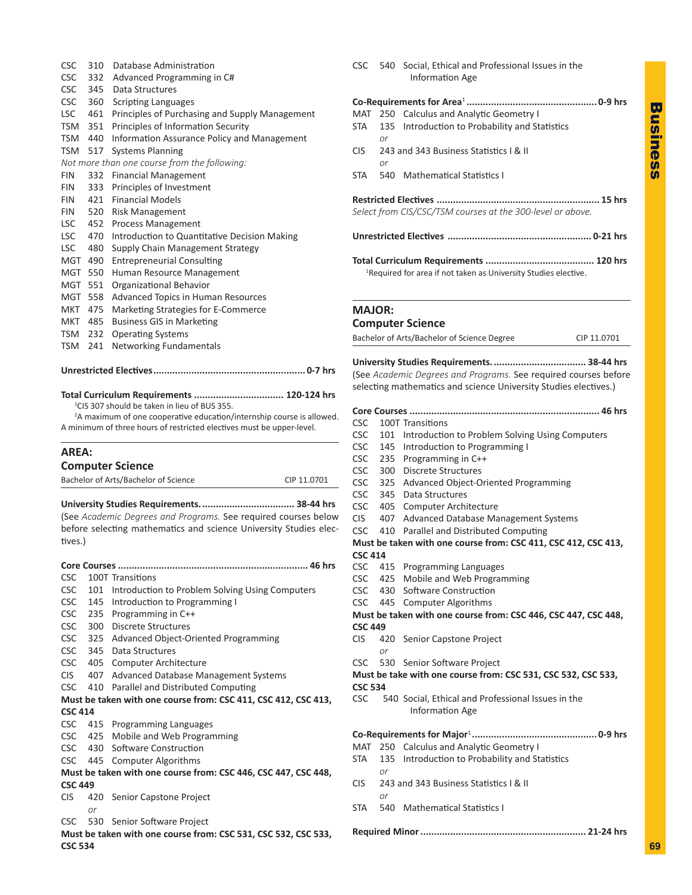CSC 310 Database Administration
CSC 332 Advanced Programming in C#
CSC 345 Data Structures
CSC 360 Scripting Languages
LSC 461 Principles of Purchasing and Supply Management
TSM 351 Principles of Information Security
TSM 440 Information Assurance Policy and Management
TSM 517 Systems Planning

*Not more than one course from the following:*

FIN 332 Financial Management
FIN 333 Principles of Investment
FIN 421 Financial Models
FIN 520 Risk Management
LSC 452 Process Management
LSC 470 Introduction to Quantitative Decision Making
LSC 480 Supply Chain Management Strategy
MGT 490 Entrepreneurial Consulting
MGT 550 Human Resource Management
MGT 551 Organizational Behavior
MGT 558 Advanced Topics in Human Resources
MKT 475 Marketing Strategies for E-Commerce
MKT 485 Business GIS in Marketing
TSM 232 Operating Systems
TSM 241 Networking Fundamentals

**Unrestricted Electives....................................................... 0-7 hrs**

**Total Curriculum Requirements ................................ 120-124 hrs**

[1]CIS 307 should be taken in lieu of BUS 355.

[2]A maximum of one cooperative education/internship course is allowed. A minimum of three hours of restricted electives must be upper-level.

## AREA: Computer Science

Bachelor of Arts/Bachelor of Science — CIP 11.0701

**University Studies Requirements.................................. 38-44 hrs**

(See *Academic Degrees and Programs.* See required courses below before selecting mathematics and science University Studies electives.)

**Core Courses ..................................................................... 46 hrs**

CSC 100T Transitions
CSC 101 Introduction to Problem Solving Using Computers
CSC 145 Introduction to Programming I
CSC 235 Programming in C++
CSC 300 Discrete Structures
CSC 325 Advanced Object-Oriented Programming
CSC 345 Data Structures
CSC 405 Computer Architecture
CIS 407 Advanced Database Management Systems
CSC 410 Parallel and Distributed Computing

**Must be taken with one course from: CSC 411, CSC 412, CSC 413, CSC 414**

CSC 415 Programming Languages
CSC 425 Mobile and Web Programming
CSC 430 Software Construction
CSC 445 Computer Algorithms

**Must be taken with one course from: CSC 446, CSC 447, CSC 448, CSC 449**

CIS 420 Senior Capstone Project
*or*
CSC 530 Senior Software Project

**Must be taken with one course from: CSC 531, CSC 532, CSC 533, CSC 534**

CSC 540 Social, Ethical and Professional Issues in the Information Age

**Co-Requirements for Area[1] ............................................... 0-9 hrs**

MAT 250 Calculus and Analytic Geometry I
STA 135 Introduction to Probability and Statistics
*or*
CIS 243 and 343 Business Statistics I & II
*or*
STA 540 Mathematical Statistics I

**Restricted Electives ........................................................... 15 hrs**

*Select from CIS/CSC/TSM courses at the 300-level or above.*

**Unrestricted Electives .................................................... 0-21 hrs**

**Total Curriculum Requirements ....................................... 120 hrs**

[1]Required for area if not taken as University Studies elective.

## MAJOR: Computer Science

Bachelor of Arts/Bachelor of Science Degree — CIP 11.0701

**University Studies Requirements.................................. 38-44 hrs**

(See *Academic Degrees and Programs.* See required courses before selecting mathematics and science University Studies electives.)

**Core Courses ..................................................................... 46 hrs**

CSC 100T Transitions
CSC 101 Introduction to Problem Solving Using Computers
CSC 145 Introduction to Programming I
CSC 235 Programming in C++
CSC 300 Discrete Structures
CSC 325 Advanced Object-Oriented Programming
CSC 345 Data Structures
CSC 405 Computer Architecture
CIS 407 Advanced Database Management Systems
CSC 410 Parallel and Distributed Computing

**Must be taken with one course from: CSC 411, CSC 412, CSC 413, CSC 414**

CSC 415 Programming Languages
CSC 425 Mobile and Web Programming
CSC 430 Software Construction
CSC 445 Computer Algorithms

**Must be taken with one course from: CSC 446, CSC 447, CSC 448, CSC 449**

CIS 420 Senior Capstone Project
*or*
CSC 530 Senior Software Project

**Must be take with one course from: CSC 531, CSC 532, CSC 533, CSC 534**

CSC 540 Social, Ethical and Professional Issues in the Information Age

**Co-Requirements for Major[1] ............................................. 0-9 hrs**

MAT 250 Calculus and Analytic Geometry I
STA 135 Introduction to Probability and Statistics
*or*
CIS 243 and 343 Business Statistics I & II
*or*
STA 540 Mathematical Statistics I

**Required Minor ........................................................... 21-24 hrs**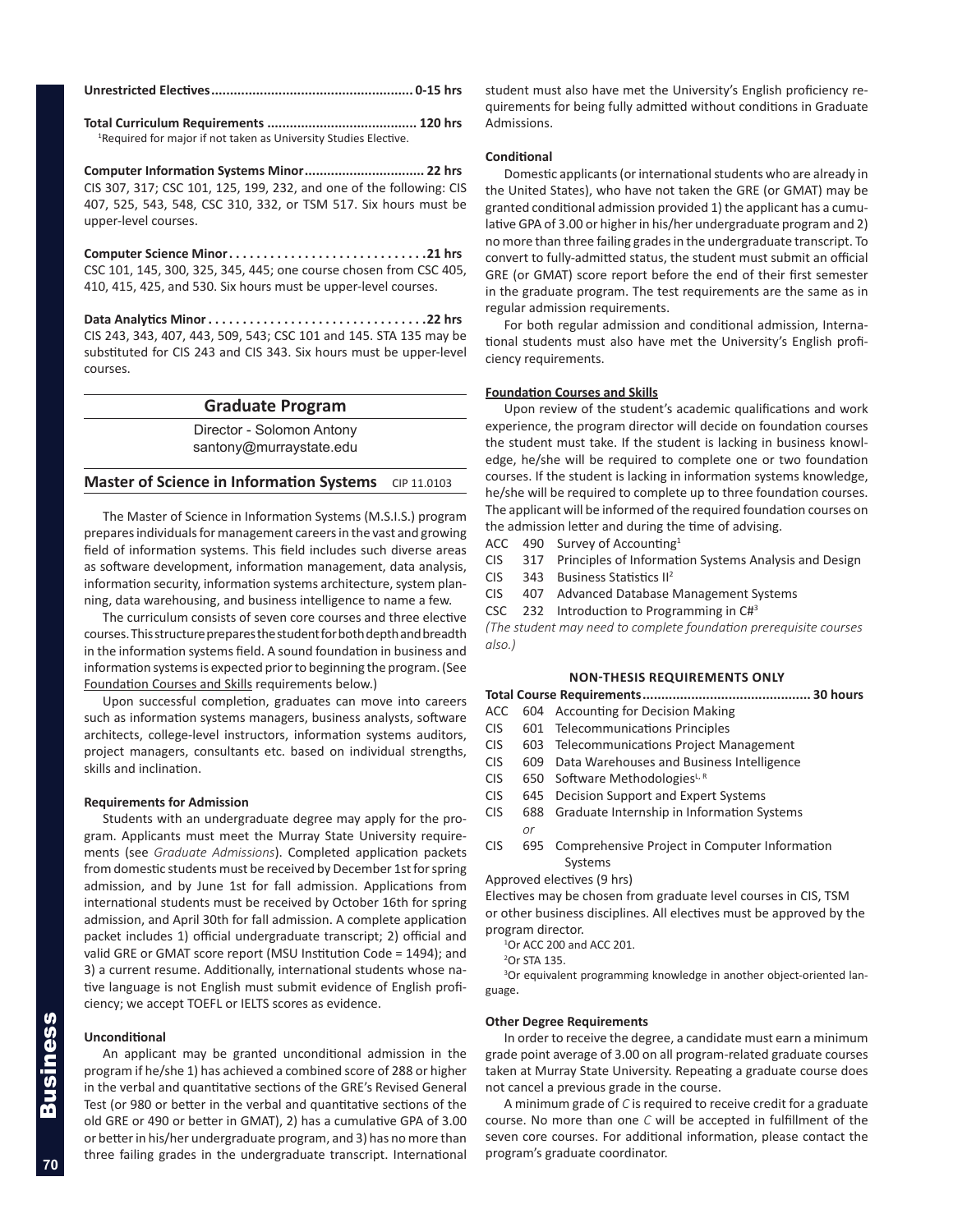**Unrestricted Electives...................................................... 0-15 hrs**

**Total Curriculum Requirements ........................................ 120 hrs**

[1]Required for major if not taken as University Studies Elective.

**Computer Information Systems Minor................................ 22 hrs**

CIS 307, 317; CSC 101, 125, 199, 232, and one of the following: CIS 407, 525, 543, 548, CSC 310, 332, or TSM 517. Six hours must be upper-level courses.

**Computer Science Minor. . . . . . . . . . . . . . . . . . . . . . . . . . . . . .21 hrs**

CSC 101, 145, 300, 325, 345, 445; one course chosen from CSC 405, 410, 415, 425, and 530. Six hours must be upper-level courses.

**Data Analytics Minor . . . . . . . . . . . . . . . . . . . . . . . . . . . . . . . .22 hrs**

CIS 243, 343, 407, 443, 509, 543; CSC 101 and 145. STA 135 may be substituted for CIS 243 and CIS 343. Six hours must be upper-level courses.

## Graduate Program

Director - Solomon Antony
santony@murraystate.edu

## Master of Science in Information Systems CIP 11.0103

The Master of Science in Information Systems (M.S.I.S.) program prepares individuals for management careers in the vast and growing field of information systems. This field includes such diverse areas as software development, information management, data analysis, information security, information systems architecture, system planning, data warehousing, and business intelligence to name a few.

The curriculum consists of seven core courses and three elective courses. This structure prepares the student for both depth and breadth in the information systems field. A sound foundation in business and information systems is expected prior to beginning the program. (See Foundation Courses and Skills requirements below.)

Upon successful completion, graduates can move into careers such as information systems managers, business analysts, software architects, college-level instructors, information systems auditors, project managers, consultants etc. based on individual strengths, skills and inclination.

**Requirements for Admission**

Students with an undergraduate degree may apply for the program. Applicants must meet the Murray State University requirements (see *Graduate Admissions*). Completed application packets from domestic students must be received by December 1st for spring admission, and by June 1st for fall admission. Applications from international students must be received by October 16th for spring admission, and April 30th for fall admission. A complete application packet includes 1) official undergraduate transcript; 2) official and valid GRE or GMAT score report (MSU Institution Code = 1494); and 3) a current resume. Additionally, international students whose native language is not English must submit evidence of English proficiency; we accept TOEFL or IELTS scores as evidence.

**Unconditional**

An applicant may be granted unconditional admission in the program if he/she 1) has achieved a combined score of 288 or higher in the verbal and quantitative sections of the GRE's Revised General Test (or 980 or better in the verbal and quantitative sections of the old GRE or 490 or better in GMAT), 2) has a cumulative GPA of 3.00 or better in his/her undergraduate program, and 3) has no more than three failing grades in the undergraduate transcript. International student must also have met the University's English proficiency requirements for being fully admitted without conditions in Graduate Admissions.

**Conditional**

Domestic applicants (or international students who are already in the United States), who have not taken the GRE (or GMAT) may be granted conditional admission provided 1) the applicant has a cumulative GPA of 3.00 or higher in his/her undergraduate program and 2) no more than three failing grades in the undergraduate transcript. To convert to fully-admitted status, the student must submit an official GRE (or GMAT) score report before the end of their first semester in the graduate program. The test requirements are the same as in regular admission requirements.

For both regular admission and conditional admission, International students must also have met the University's English proficiency requirements.

**Foundation Courses and Skills**

Upon review of the student's academic qualifications and work experience, the program director will decide on foundation courses the student must take. If the student is lacking in business knowledge, he/she will be required to complete one or two foundation courses. If the student is lacking in information systems knowledge, he/she will be required to complete up to three foundation courses. The applicant will be informed of the required foundation courses on the admission letter and during the time of advising.

ACC 490 Survey of Accounting[1]
CIS 317 Principles of Information Systems Analysis and Design
CIS 343 Business Statistics II[2]
CIS 407 Advanced Database Management Systems
CSC 232 Introduction to Programming in C#[3]

*(The student may need to complete foundation prerequisite courses also.)*

### NON-THESIS REQUIREMENTS ONLY

**Total Course Requirements............................................. 30 hours**

ACC 604 Accounting for Decision Making
CIS 601 Telecommunications Principles
CIS 603 Telecommunications Project Management
CIS 609 Data Warehouses and Business Intelligence
CIS 650 Software Methodologies[L, R]
CIS 645 Decision Support and Expert Systems
CIS 688 Graduate Internship in Information Systems
*or*
CIS 695 Comprehensive Project in Computer Information Systems

Approved electives (9 hrs)

Electives may be chosen from graduate level courses in CIS, TSM or other business disciplines. All electives must be approved by the program director.

[1]Or ACC 200 and ACC 201.

[2]Or STA 135.

[3]Or equivalent programming knowledge in another object-oriented language.

**Other Degree Requirements**

In order to receive the degree, a candidate must earn a minimum grade point average of 3.00 on all program-related graduate courses taken at Murray State University. Repeating a graduate course does not cancel a previous grade in the course.

A minimum grade of *C* is required to receive credit for a graduate course. No more than one *C* will be accepted in fulfillment of the seven core courses. For additional information, please contact the program's graduate coordinator.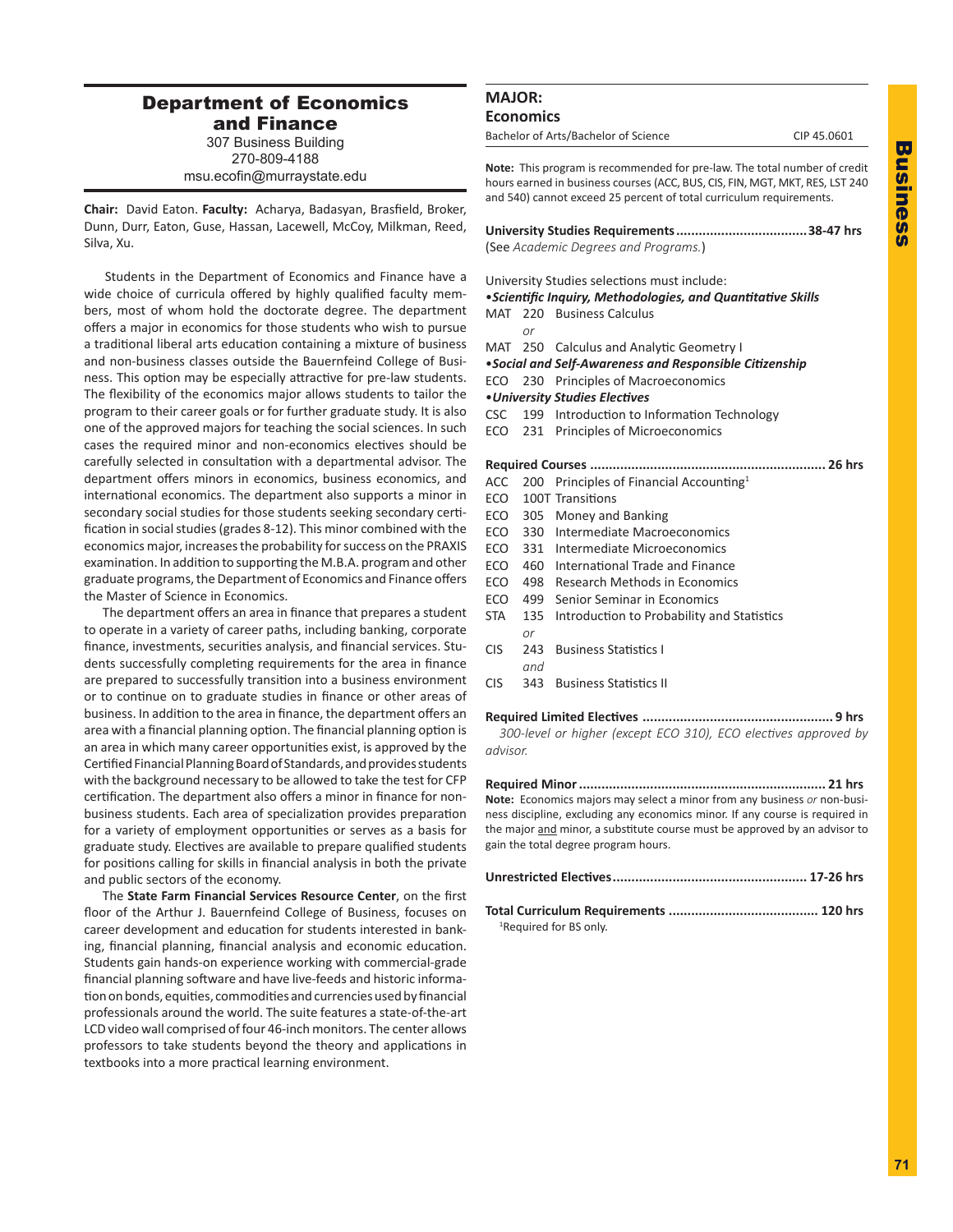## Department of Economics and Finance

307 Business Building
270-809-4188
msu.ecofin@murraystate.edu

**Chair:** David Eaton. **Faculty:** Acharya, Badasyan, Brasfield, Broker, Dunn, Durr, Eaton, Guse, Hassan, Lacewell, McCoy, Milkman, Reed, Silva, Xu.

Students in the Department of Economics and Finance have a wide choice of curricula offered by highly qualified faculty members, most of whom hold the doctorate degree. The department offers a major in economics for those students who wish to pursue a traditional liberal arts education containing a mixture of business and non-business classes outside the Bauernfeind College of Business. This option may be especially attractive for pre-law students. The flexibility of the economics major allows students to tailor the program to their career goals or for further graduate study. It is also one of the approved majors for teaching the social sciences. In such cases the required minor and non-economics electives should be carefully selected in consultation with a departmental advisor. The department offers minors in economics, business economics, and international economics. The department also supports a minor in secondary social studies for those students seeking secondary certification in social studies (grades 8-12). This minor combined with the economics major, increases the probability for success on the PRAXIS examination. In addition to supporting the M.B.A. program and other graduate programs, the Department of Economics and Finance offers the Master of Science in Economics.

The department offers an area in finance that prepares a student to operate in a variety of career paths, including banking, corporate finance, investments, securities analysis, and financial services. Students successfully completing requirements for the area in finance are prepared to successfully transition into a business environment or to continue on to graduate studies in finance or other areas of business. In addition to the area in finance, the department offers an area with a financial planning option. The financial planning option is an area in which many career opportunities exist, is approved by the Certified Financial Planning Board of Standards, and provides students with the background necessary to be allowed to take the test for CFP certification. The department also offers a minor in finance for non-business students. Each area of specialization provides preparation for a variety of employment opportunities or serves as a basis for graduate study. Electives are available to prepare qualified students for positions calling for skills in financial analysis in both the private and public sectors of the economy.

The **State Farm Financial Services Resource Center**, on the first floor of the Arthur J. Bauernfeind College of Business, focuses on career development and education for students interested in banking, financial planning, financial analysis and economic education. Students gain hands-on experience working with commercial-grade financial planning software and have live-feeds and historic information on bonds, equities, commodities and currencies used by financial professionals around the world. The suite features a state-of-the-art LCD video wall comprised of four 46-inch monitors. The center allows professors to take students beyond the theory and applications in textbooks into a more practical learning environment.

### MAJOR: Economics

Bachelor of Arts/Bachelor of Science — CIP 45.0601

**Note:** This program is recommended for pre-law. The total number of credit hours earned in business courses (ACC, BUS, CIS, FIN, MGT, MKT, RES, LST 240 and 540) cannot exceed 25 percent of total curriculum requirements.

**University Studies Requirements .................................. 38-47 hrs**
(See *Academic Degrees and Programs.*)

University Studies selections must include:

•***Scientific Inquiry, Methodologies, and Quantitative Skills***
MAT 220 Business Calculus
*or*
MAT 250 Calculus and Analytic Geometry I

•***Social and Self-Awareness and Responsible Citizenship***
ECO 230 Principles of Macroeconomics

•***University Studies Electives***
CSC 199 Introduction to Information Technology
ECO 231 Principles of Microeconomics

**Required Courses ........................................................... 26 hrs**
ACC 200 Principles of Financial Accounting[1]
ECO 100T Transitions
ECO 305 Money and Banking
ECO 330 Intermediate Macroeconomics
ECO 331 Intermediate Microeconomics
ECO 460 International Trade and Finance
ECO 498 Research Methods in Economics
ECO 499 Senior Seminar in Economics
STA 135 Introduction to Probability and Statistics
*or*
CIS 243 Business Statistics I
*and*
CIS 343 Business Statistics II

**Required Limited Electives ................................................ 9 hrs**
*300-level or higher (except ECO 310), ECO electives approved by advisor.*

**Required Minor ............................................................... 21 hrs**
**Note:** Economics majors may select a minor from any business *or* non-business discipline, excluding any economics minor. If any course is required in the major and minor, a substitute course must be approved by an advisor to gain the total degree program hours.

**Unrestricted Electives................................................ 17-26 hrs**

**Total Curriculum Requirements ..................................... 120 hrs**

[1]Required for BS only.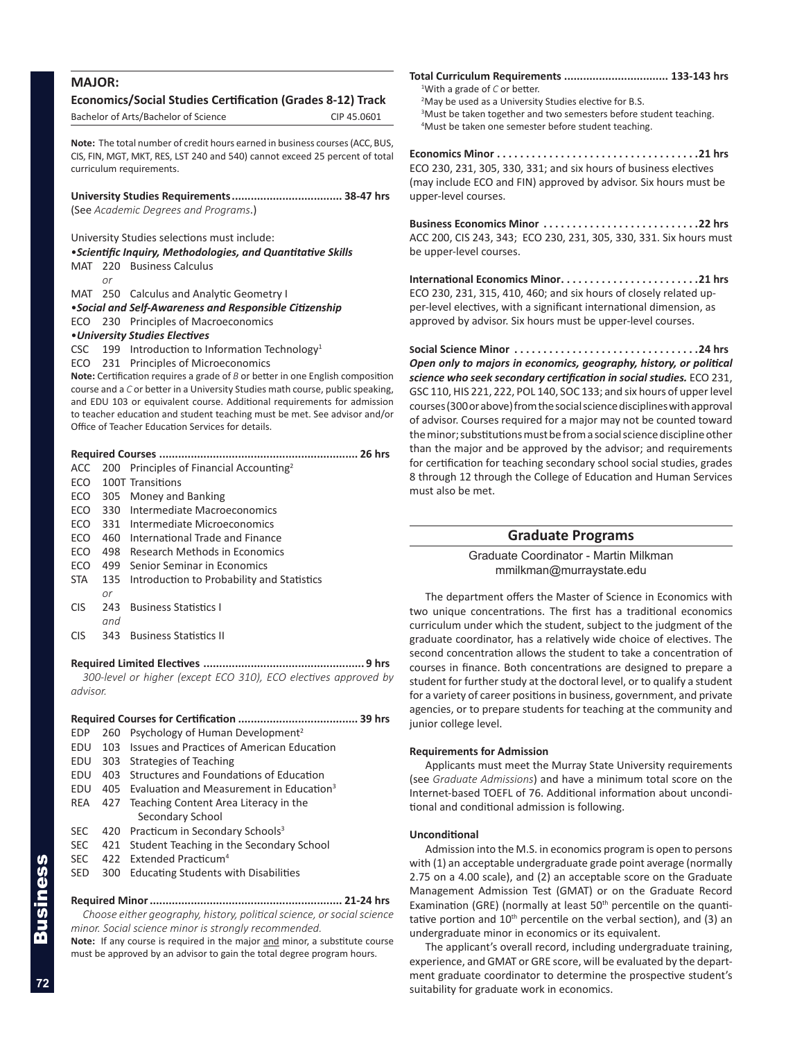## MAJOR:

### Economics/Social Studies Certification (Grades 8-12) Track

Bachelor of Arts/Bachelor of Science CIP 45.0601

**Note:** The total number of credit hours earned in business courses (ACC, BUS, CIS, FIN, MGT, MKT, RES, LST 240 and 540) cannot exceed 25 percent of total curriculum requirements.

**University Studies Requirements .................................. 38-47 hrs**
(See *Academic Degrees and Programs*.)

University Studies selections must include:

•***Scientific Inquiry, Methodologies, and Quantitative Skills***

MAT 220 Business Calculus
*or*
MAT 250 Calculus and Analytic Geometry I

•***Social and Self-Awareness and Responsible Citizenship***

ECO 230 Principles of Macroeconomics

•***University Studies Electives***

CSC 199 Introduction to Information Technology[1]
ECO 231 Principles of Microeconomics

**Note:** Certification requires a grade of *B* or better in one English composition course and a *C* or better in a University Studies math course, public speaking, and EDU 103 or equivalent course. Additional requirements for admission to teacher education and student teaching must be met. See advisor and/or Office of Teacher Education Services for details.

**Required Courses .............................................................. 26 hrs**

ACC 200 Principles of Financial Accounting[2]
ECO 100T Transitions
ECO 305 Money and Banking
ECO 330 Intermediate Macroeconomics
ECO 331 Intermediate Microeconomics
ECO 460 International Trade and Finance
ECO 498 Research Methods in Economics
ECO 499 Senior Seminar in Economics
STA 135 Introduction to Probability and Statistics
*or*
CIS 243 Business Statistics I
*and*
CIS 343 Business Statistics II

**Required Limited Electives .................................................. 9 hrs**

*300-level or higher (except ECO 310), ECO electives approved by advisor.*

**Required Courses for Certification ..................................... 39 hrs**

EDP 260 Psychology of Human Development[2]
EDU 103 Issues and Practices of American Education
EDU 303 Strategies of Teaching
EDU 403 Structures and Foundations of Education
EDU 405 Evaluation and Measurement in Education[3]
REA 427 Teaching Content Area Literacy in the Secondary School
SEC 420 Practicum in Secondary Schools[3]
SEC 421 Student Teaching in the Secondary School
SEC 422 Extended Practicum[4]
SED 300 Educating Students with Disabilities

**Required Minor ............................................................ 21-24 hrs**

*Choose either geography, history, political science, or social science minor. Social science minor is strongly recommended.*

**Note:** If any course is required in the major and minor, a substitute course must be approved by an advisor to gain the total degree program hours.

**Total Curriculum Requirements ................................ 133-143 hrs**

[1]With a grade of *C* or better.
[2]May be used as a University Studies elective for B.S.
[3]Must be taken together and two semesters before student teaching.
[4]Must be taken one semester before student teaching.

**Economics Minor . . . . . . . . . . . . . . . . . . . . . . . . . . . . . . . . . . .21 hrs**
ECO 230, 231, 305, 330, 331; and six hours of business electives (may include ECO and FIN) approved by advisor. Six hours must be upper-level courses.

**Business Economics Minor . . . . . . . . . . . . . . . . . . . . . . . . . . .22 hrs**
ACC 200, CIS 243, 343; ECO 230, 231, 305, 330, 331. Six hours must be upper-level courses.

**International Economics Minor. . . . . . . . . . . . . . . . . . . . . . . .21 hrs**
ECO 230, 231, 315, 410, 460; and six hours of closely related upper-level electives, with a significant international dimension, as approved by advisor. Six hours must be upper-level courses.

**Social Science Minor . . . . . . . . . . . . . . . . . . . . . . . . . . . . . . . .24 hrs**
***Open only to majors in economics, geography, history, or political science who seek secondary certification in social studies.*** ECO 231, GSC 110, HIS 221, 222, POL 140, SOC 133; and six hours of upper level courses (300 or above) from the social science disciplines with approval of advisor. Courses required for a major may not be counted toward the minor; substitutions must be from a social science discipline other than the major and be approved by the advisor; and requirements for certification for teaching secondary school social studies, grades 8 through 12 through the College of Education and Human Services must also be met.

## Graduate Programs

Graduate Coordinator - Martin Milkman
mmilkman@murraystate.edu

The department offers the Master of Science in Economics with two unique concentrations. The first has a traditional economics curriculum under which the student, subject to the judgment of the graduate coordinator, has a relatively wide choice of electives. The second concentration allows the student to take a concentration of courses in finance. Both concentrations are designed to prepare a student for further study at the doctoral level, or to qualify a student for a variety of career positions in business, government, and private agencies, or to prepare students for teaching at the community and junior college level.

#### Requirements for Admission

Applicants must meet the Murray State University requirements (see *Graduate Admissions*) and have a minimum total score on the Internet-based TOEFL of 76. Additional information about unconditional and conditional admission is following.

#### Unconditional

Admission into the M.S. in economics program is open to persons with (1) an acceptable undergraduate grade point average (normally 2.75 on a 4.00 scale), and (2) an acceptable score on the Graduate Management Admission Test (GMAT) or on the Graduate Record Examination (GRE) (normally at least 50th percentile on the quantitative portion and 10th percentile on the verbal section), and (3) an undergraduate minor in economics or its equivalent.

The applicant's overall record, including undergraduate training, experience, and GMAT or GRE score, will be evaluated by the department graduate coordinator to determine the prospective student's suitability for graduate work in economics.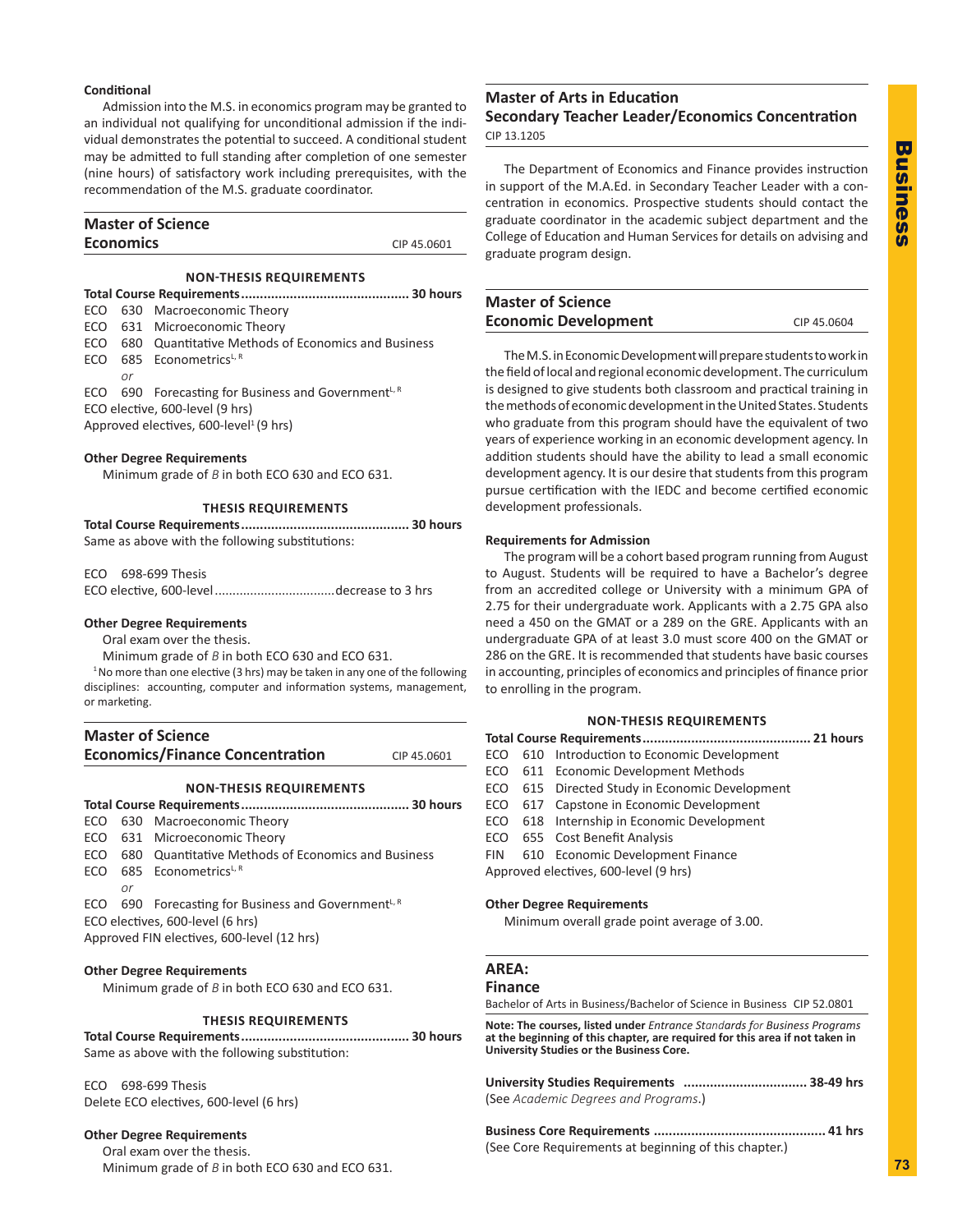**Conditional**

Admission into the M.S. in economics program may be granted to an individual not qualifying for unconditional admission if the individual demonstrates the potential to succeed. A conditional student may be admitted to full standing after completion of one semester (nine hours) of satisfactory work including prerequisites, with the recommendation of the M.S. graduate coordinator.

## Master of Science Economics

CIP 45.0601

### NON-THESIS REQUIREMENTS

**Total Course Requirements............................................ 30 hours**

ECO 630 Macroeconomic Theory
ECO 631 Microeconomic Theory
ECO 680 Quantitative Methods of Economics and Business
ECO 685 Econometrics[L, R]
*or*
ECO 690 Forecasting for Business and Government[L, R]
ECO elective, 600-level (9 hrs)
Approved electives, 600-level[1] (9 hrs)

**Other Degree Requirements**

Minimum grade of *B* in both ECO 630 and ECO 631.

### THESIS REQUIREMENTS

**Total Course Requirements............................................ 30 hours**

Same as above with the following substitutions:

ECO 698-699 Thesis
ECO elective, 600-level .................................decrease to 3 hrs

**Other Degree Requirements**

Oral exam over the thesis.
Minimum grade of *B* in both ECO 630 and ECO 631.

[1] No more than one elective (3 hrs) may be taken in any one of the following disciplines: accounting, computer and information systems, management, or marketing.

## Master of Science Economics/Finance Concentration

CIP 45.0601

### NON-THESIS REQUIREMENTS

**Total Course Requirements............................................ 30 hours**

ECO 630 Macroeconomic Theory
ECO 631 Microeconomic Theory
ECO 680 Quantitative Methods of Economics and Business
ECO 685 Econometrics[L, R]
*or*
ECO 690 Forecasting for Business and Government[L, R]
ECO electives, 600-level (6 hrs)
Approved FIN electives, 600-level (12 hrs)

**Other Degree Requirements**

Minimum grade of *B* in both ECO 630 and ECO 631.

### THESIS REQUIREMENTS

**Total Course Requirements............................................ 30 hours**

Same as above with the following substitution:

ECO 698-699 Thesis
Delete ECO electives, 600-level (6 hrs)

**Other Degree Requirements**

Oral exam over the thesis.
Minimum grade of *B* in both ECO 630 and ECO 631.

## Master of Arts in Education Secondary Teacher Leader/Economics Concentration

CIP 13.1205

The Department of Economics and Finance provides instruction in support of the M.A.Ed. in Secondary Teacher Leader with a concentration in economics. Prospective students should contact the graduate coordinator in the academic subject department and the College of Education and Human Services for details on advising and graduate program design.

## Master of Science Economic Development

CIP 45.0604

The M.S. in Economic Development will prepare students to work in the field of local and regional economic development. The curriculum is designed to give students both classroom and practical training in the methods of economic development in the United States. Students who graduate from this program should have the equivalent of two years of experience working in an economic development agency. In addition students should have the ability to lead a small economic development agency. It is our desire that students from this program pursue certification with the IEDC and become certified economic development professionals.

**Requirements for Admission**

The program will be a cohort based program running from August to August. Students will be required to have a Bachelor's degree from an accredited college or University with a minimum GPA of 2.75 for their undergraduate work. Applicants with a 2.75 GPA also need a 450 on the GMAT or a 289 on the GRE. Applicants with an undergraduate GPA of at least 3.0 must score 400 on the GMAT or 286 on the GRE. It is recommended that students have basic courses in accounting, principles of economics and principles of finance prior to enrolling in the program.

### NON-THESIS REQUIREMENTS

**Total Course Requirements............................................ 21 hours**

ECO 610 Introduction to Economic Development
ECO 611 Economic Development Methods
ECO 615 Directed Study in Economic Development
ECO 617 Capstone in Economic Development
ECO 618 Internship in Economic Development
ECO 655 Cost Benefit Analysis
FIN 610 Economic Development Finance
Approved electives, 600-level (9 hrs)

**Other Degree Requirements**

Minimum overall grade point average of 3.00.

## AREA: Finance

Bachelor of Arts in Business/Bachelor of Science in Business CIP 52.0801

**Note: The courses, listed under *Entrance Standards for Business Programs* at the beginning of this chapter, are required for this area if not taken in University Studies or the Business Core.**

**University Studies Requirements ................................ 38-49 hrs**
(See *Academic Degrees and Programs*.)

**Business Core Requirements ............................................. 41 hrs**
(See Core Requirements at beginning of this chapter.)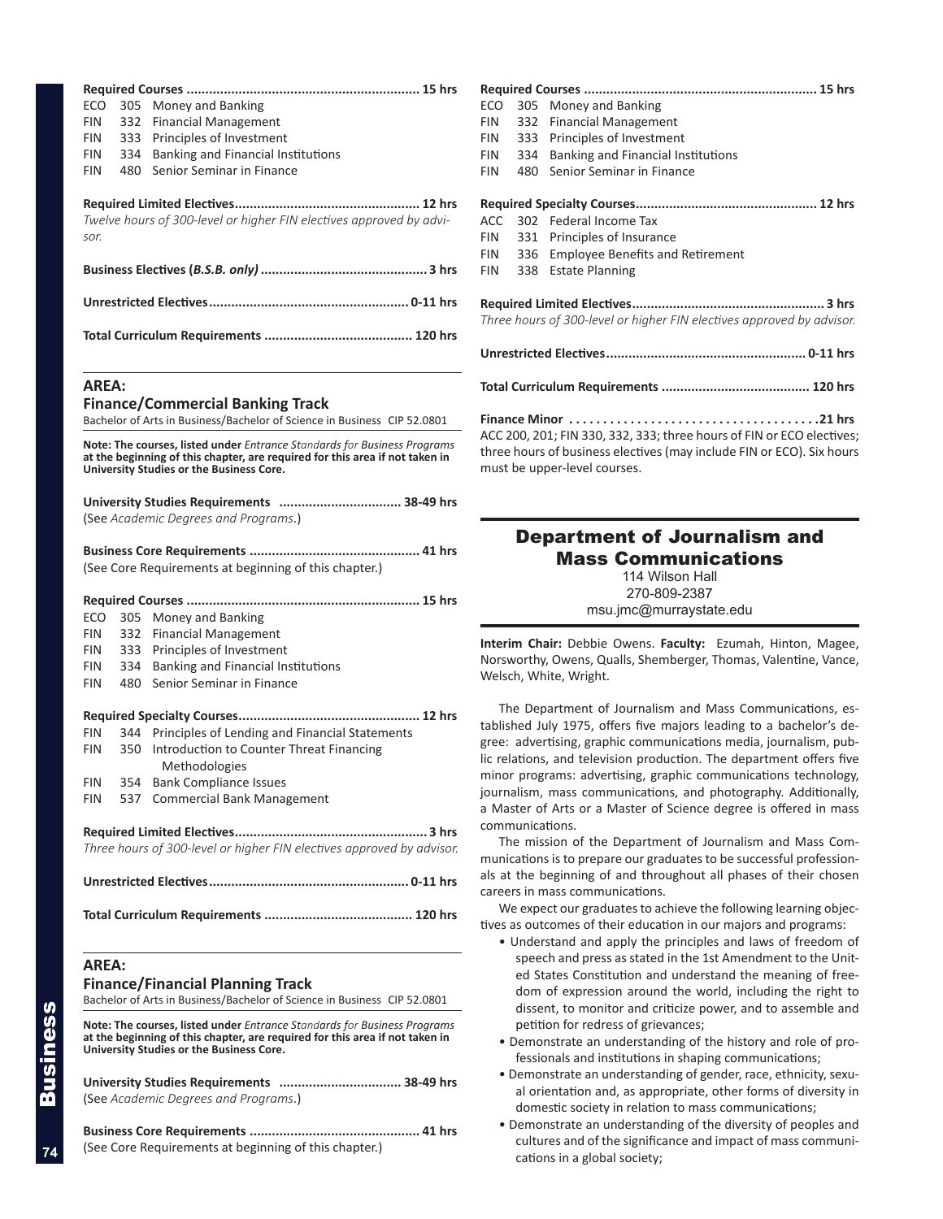**Required Courses .............................................................. 15 hrs**

ECO 305 Money and Banking
FIN 332 Financial Management
FIN 333 Principles of Investment
FIN 334 Banking and Financial Institutions
FIN 480 Senior Seminar in Finance

**Required Limited Electives................................................. 12 hrs**

*Twelve hours of 300-level or higher FIN electives approved by advisor.*

**Business Electives (*B.S.B. only*) ............................................ 3 hrs**

**Unrestricted Electives..................................................... 0-11 hrs**

**Total Curriculum Requirements ....................................... 120 hrs**

## AREA:

### Finance/Commercial Banking Track

Bachelor of Arts in Business/Bachelor of Science in Business CIP 52.0801

**Note: The courses, listed under *Entrance Standards for Business Programs* at the beginning of this chapter, are required for this area if not taken in University Studies or the Business Core.**

**University Studies Requirements ................................ 38-49 hrs**
(See *Academic Degrees and Programs*.)

**Business Core Requirements ............................................. 41 hrs**
(See Core Requirements at beginning of this chapter.)

**Required Courses .............................................................. 15 hrs**

ECO 305 Money and Banking
FIN 332 Financial Management
FIN 333 Principles of Investment
FIN 334 Banking and Financial Institutions
FIN 480 Senior Seminar in Finance

**Required Specialty Courses................................................ 12 hrs**

FIN 344 Principles of Lending and Financial Statements
FIN 350 Introduction to Counter Threat Financing Methodologies
FIN 354 Bank Compliance Issues
FIN 537 Commercial Bank Management

**Required Limited Electives................................................... 3 hrs**

*Three hours of 300-level or higher FIN electives approved by advisor.*

**Unrestricted Electives..................................................... 0-11 hrs**

**Total Curriculum Requirements ....................................... 120 hrs**

## AREA:

### Finance/Financial Planning Track

Bachelor of Arts in Business/Bachelor of Science in Business CIP 52.0801

**Note: The courses, listed under *Entrance Standards for Business Programs* at the beginning of this chapter, are required for this area if not taken in University Studies or the Business Core.**

**University Studies Requirements ................................ 38-49 hrs**
(See *Academic Degrees and Programs*.)

**Business Core Requirements ............................................. 41 hrs**
(See Core Requirements at beginning of this chapter.)

**Required Courses .............................................................. 15 hrs**

ECO 305 Money and Banking
FIN 332 Financial Management
FIN 333 Principles of Investment
FIN 334 Banking and Financial Institutions
FIN 480 Senior Seminar in Finance

**Required Specialty Courses................................................ 12 hrs**

ACC 302 Federal Income Tax
FIN 331 Principles of Insurance
FIN 336 Employee Benefits and Retirement
FIN 338 Estate Planning

**Required Limited Electives................................................... 3 hrs**

*Three hours of 300-level or higher FIN electives approved by advisor.*

**Unrestricted Electives..................................................... 0-11 hrs**

**Total Curriculum Requirements ....................................... 120 hrs**

**Finance Minor .......................................21 hrs**

ACC 200, 201; FIN 330, 332, 333; three hours of FIN or ECO electives; three hours of business electives (may include FIN or ECO). Six hours must be upper-level courses.

## Department of Journalism and Mass Communications

114 Wilson Hall
270-809-2387
msu.jmc@murraystate.edu

**Interim Chair:** Debbie Owens. **Faculty:** Ezumah, Hinton, Magee, Norsworthy, Owens, Qualls, Shemberger, Thomas, Valentine, Vance, Welsch, White, Wright.

The Department of Journalism and Mass Communications, established July 1975, offers five majors leading to a bachelor's degree: advertising, graphic communications media, journalism, public relations, and television production. The department offers five minor programs: advertising, graphic communications technology, journalism, mass communications, and photography. Additionally, a Master of Arts or a Master of Science degree is offered in mass communications.

The mission of the Department of Journalism and Mass Communications is to prepare our graduates to be successful professionals at the beginning of and throughout all phases of their chosen careers in mass communications.

We expect our graduates to achieve the following learning objectives as outcomes of their education in our majors and programs:

- Understand and apply the principles and laws of freedom of speech and press as stated in the 1st Amendment to the United States Constitution and understand the meaning of freedom of expression around the world, including the right to dissent, to monitor and criticize power, and to assemble and petition for redress of grievances;
- Demonstrate an understanding of the history and role of professionals and institutions in shaping communications;
- Demonstrate an understanding of gender, race, ethnicity, sexual orientation and, as appropriate, other forms of diversity in domestic society in relation to mass communications;
- Demonstrate an understanding of the diversity of peoples and cultures and of the significance and impact of mass communications in a global society;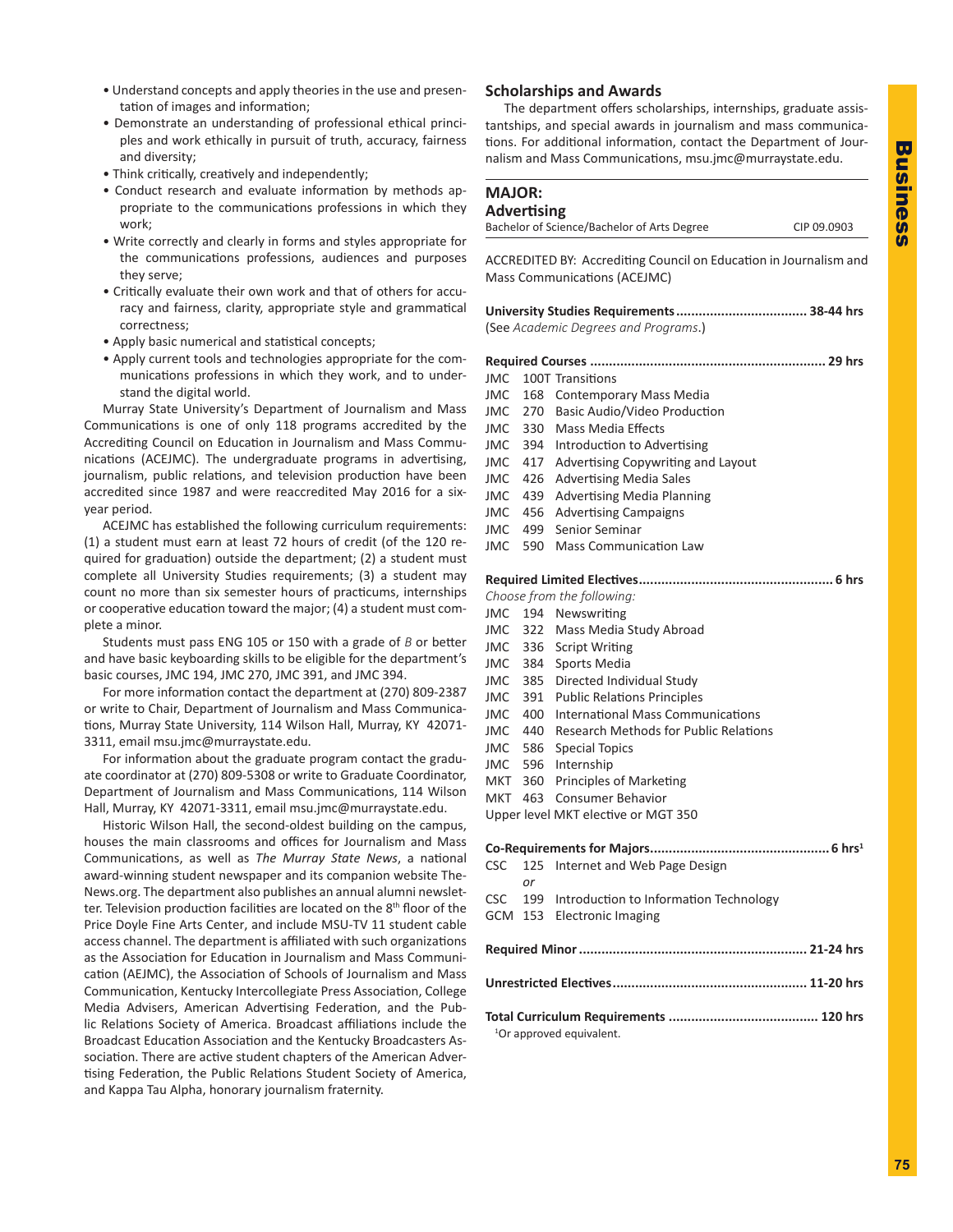- Understand concepts and apply theories in the use and presentation of images and information;
- Demonstrate an understanding of professional ethical principles and work ethically in pursuit of truth, accuracy, fairness and diversity;
- Think critically, creatively and independently;
- Conduct research and evaluate information by methods appropriate to the communications professions in which they work;
- Write correctly and clearly in forms and styles appropriate for the communications professions, audiences and purposes they serve;
- Critically evaluate their own work and that of others for accuracy and fairness, clarity, appropriate style and grammatical correctness;
- Apply basic numerical and statistical concepts;
- Apply current tools and technologies appropriate for the communications professions in which they work, and to understand the digital world.

Murray State University's Department of Journalism and Mass Communications is one of only 118 programs accredited by the Accrediting Council on Education in Journalism and Mass Communications (ACEJMC). The undergraduate programs in advertising, journalism, public relations, and television production have been accredited since 1987 and were reaccredited May 2016 for a six-year period.

ACEJMC has established the following curriculum requirements: (1) a student must earn at least 72 hours of credit (of the 120 required for graduation) outside the department; (2) a student must complete all University Studies requirements; (3) a student may count no more than six semester hours of practicums, internships or cooperative education toward the major; (4) a student must complete a minor.

Students must pass ENG 105 or 150 with a grade of *B* or better and have basic keyboarding skills to be eligible for the department's basic courses, JMC 194, JMC 270, JMC 391, and JMC 394.

For more information contact the department at (270) 809-2387 or write to Chair, Department of Journalism and Mass Communications, Murray State University, 114 Wilson Hall, Murray, KY 42071-3311, email msu.jmc@murraystate.edu.

For information about the graduate program contact the graduate coordinator at (270) 809-5308 or write to Graduate Coordinator, Department of Journalism and Mass Communications, 114 Wilson Hall, Murray, KY 42071-3311, email msu.jmc@murraystate.edu.

Historic Wilson Hall, the second-oldest building on the campus, houses the main classrooms and offices for Journalism and Mass Communications, as well as *The Murray State News*, a national award-winning student newspaper and its companion website TheNews.org. The department also publishes an annual alumni newsletter. Television production facilities are located on the 8th floor of the Price Doyle Fine Arts Center, and include MSU-TV 11 student cable access channel. The department is affiliated with such organizations as the Association for Education in Journalism and Mass Communication (AEJMC), the Association of Schools of Journalism and Mass Communication, Kentucky Intercollegiate Press Association, College Media Advisers, American Advertising Federation, and the Public Relations Society of America. Broadcast affiliations include the Broadcast Education Association and the Kentucky Broadcasters Association. There are active student chapters of the American Advertising Federation, the Public Relations Student Society of America, and Kappa Tau Alpha, honorary journalism fraternity.

## Scholarships and Awards

The department offers scholarships, internships, graduate assistantships, and special awards in journalism and mass communications. For additional information, contact the Department of Journalism and Mass Communications, msu.jmc@murraystate.edu.

## MAJOR: Advertising

Bachelor of Science/Bachelor of Arts Degree — CIP 09.0903

ACCREDITED BY: Accrediting Council on Education in Journalism and Mass Communications (ACEJMC)

**University Studies Requirements .................................. 38-44 hrs**
(See *Academic Degrees and Programs*.)

**Required Courses .............................................................. 29 hrs**

JMC 100T Transitions
JMC 168 Contemporary Mass Media
JMC 270 Basic Audio/Video Production
JMC 330 Mass Media Effects
JMC 394 Introduction to Advertising
JMC 417 Advertising Copywriting and Layout
JMC 426 Advertising Media Sales
JMC 439 Advertising Media Planning
JMC 456 Advertising Campaigns
JMC 499 Senior Seminar
JMC 590 Mass Communication Law

**Required Limited Electives................................................... 6 hrs**

*Choose from the following:*
JMC 194 Newswriting
JMC 322 Mass Media Study Abroad
JMC 336 Script Writing
JMC 384 Sports Media
JMC 385 Directed Individual Study
JMC 391 Public Relations Principles
JMC 400 International Mass Communications
JMC 440 Research Methods for Public Relations
JMC 586 Special Topics
JMC 596 Internship
MKT 360 Principles of Marketing
MKT 463 Consumer Behavior
Upper level MKT elective or MGT 350

**Co-Requirements for Majors............................................... 6 hrs[1]**

CSC 125 Internet and Web Page Design
*or*
CSC 199 Introduction to Information Technology
GCM 153 Electronic Imaging

**Required Minor ............................................................ 21-24 hrs**

**Unrestricted Electives................................................... 11-20 hrs**

**Total Curriculum Requirements ....................................... 120 hrs**

[1]Or approved equivalent.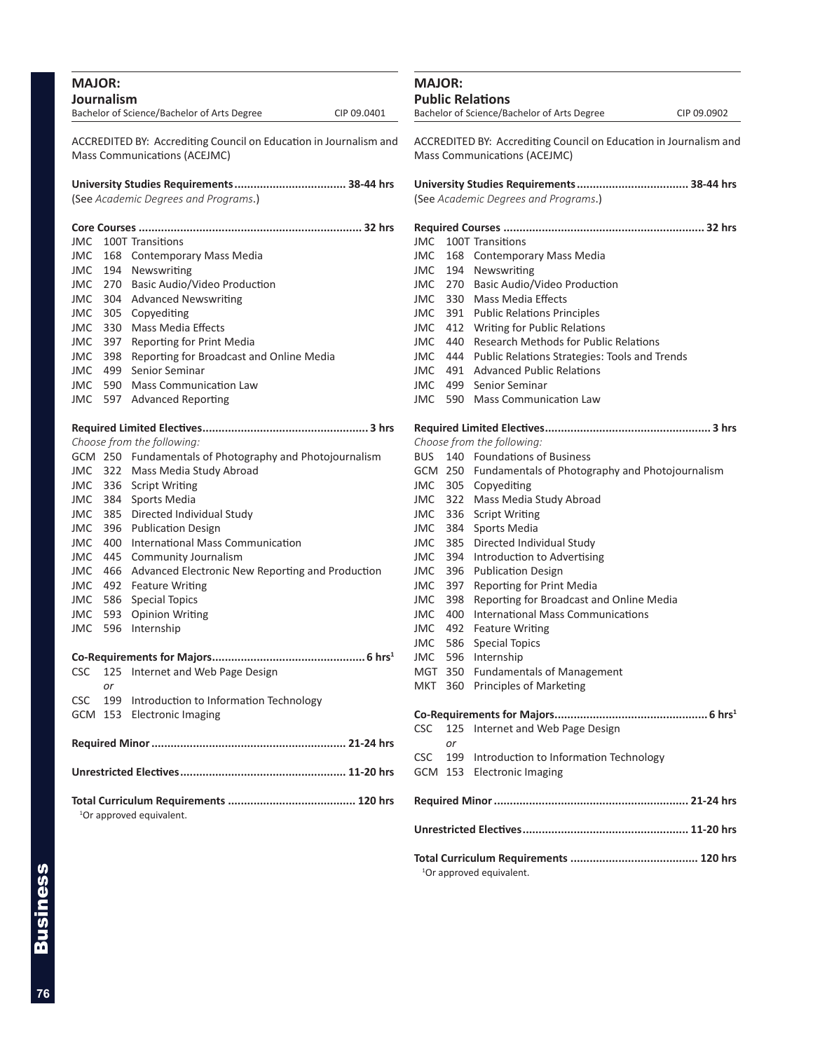## MAJOR:

### Journalism

Bachelor of Science/Bachelor of Arts Degree CIP 09.0401

ACCREDITED BY: Accrediting Council on Education in Journalism and Mass Communications (ACEJMC)

**University Studies Requirements.................................. 38-44 hrs**
(See *Academic Degrees and Programs*.)

**Core Courses .................................................................... 32 hrs**

JMC 100T Transitions
JMC 168 Contemporary Mass Media
JMC 194 Newswriting
JMC 270 Basic Audio/Video Production
JMC 304 Advanced Newswriting
JMC 305 Copyediting
JMC 330 Mass Media Effects
JMC 397 Reporting for Print Media
JMC 398 Reporting for Broadcast and Online Media
JMC 499 Senior Seminar
JMC 590 Mass Communication Law
JMC 597 Advanced Reporting

**Required Limited Electives.................................................. 3 hrs**
*Choose from the following:*

GCM 250 Fundamentals of Photography and Photojournalism
JMC 322 Mass Media Study Abroad
JMC 336 Script Writing
JMC 384 Sports Media
JMC 385 Directed Individual Study
JMC 396 Publication Design
JMC 400 International Mass Communication
JMC 445 Community Journalism
JMC 466 Advanced Electronic New Reporting and Production
JMC 492 Feature Writing
JMC 586 Special Topics
JMC 593 Opinion Writing
JMC 596 Internship

**Co-Requirements for Majors............................................... 6 hrs[1]**

CSC 125 Internet and Web Page Design
*or*
CSC 199 Introduction to Information Technology
GCM 153 Electronic Imaging

**Required Minor ............................................................ 21-24 hrs**

**Unrestricted Electives.................................................. 11-20 hrs**

**Total Curriculum Requirements ....................................... 120 hrs**

[1]Or approved equivalent.

## MAJOR:

### Public Relations

Bachelor of Science/Bachelor of Arts Degree CIP 09.0902

ACCREDITED BY: Accrediting Council on Education in Journalism and Mass Communications (ACEJMC)

**University Studies Requirements.................................. 38-44 hrs**
(See *Academic Degrees and Programs*.)

**Required Courses ............................................................. 32 hrs**

JMC 100T Transitions
JMC 168 Contemporary Mass Media
JMC 194 Newswriting
JMC 270 Basic Audio/Video Production
JMC 330 Mass Media Effects
JMC 391 Public Relations Principles
JMC 412 Writing for Public Relations
JMC 440 Research Methods for Public Relations
JMC 444 Public Relations Strategies: Tools and Trends
JMC 491 Advanced Public Relations
JMC 499 Senior Seminar
JMC 590 Mass Communication Law

**Required Limited Electives.................................................. 3 hrs**
*Choose from the following:*

BUS 140 Foundations of Business
GCM 250 Fundamentals of Photography and Photojournalism
JMC 305 Copyediting
JMC 322 Mass Media Study Abroad
JMC 336 Script Writing
JMC 384 Sports Media
JMC 385 Directed Individual Study
JMC 394 Introduction to Advertising
JMC 396 Publication Design
JMC 397 Reporting for Print Media
JMC 398 Reporting for Broadcast and Online Media
JMC 400 International Mass Communications
JMC 492 Feature Writing
JMC 586 Special Topics
JMC 596 Internship
MGT 350 Fundamentals of Management
MKT 360 Principles of Marketing

**Co-Requirements for Majors............................................... 6 hrs[1]**

CSC 125 Internet and Web Page Design
*or*
CSC 199 Introduction to Information Technology
GCM 153 Electronic Imaging

**Required Minor ............................................................ 21-24 hrs**

**Unrestricted Electives.................................................. 11-20 hrs**

**Total Curriculum Requirements ....................................... 120 hrs**

[1]Or approved equivalent.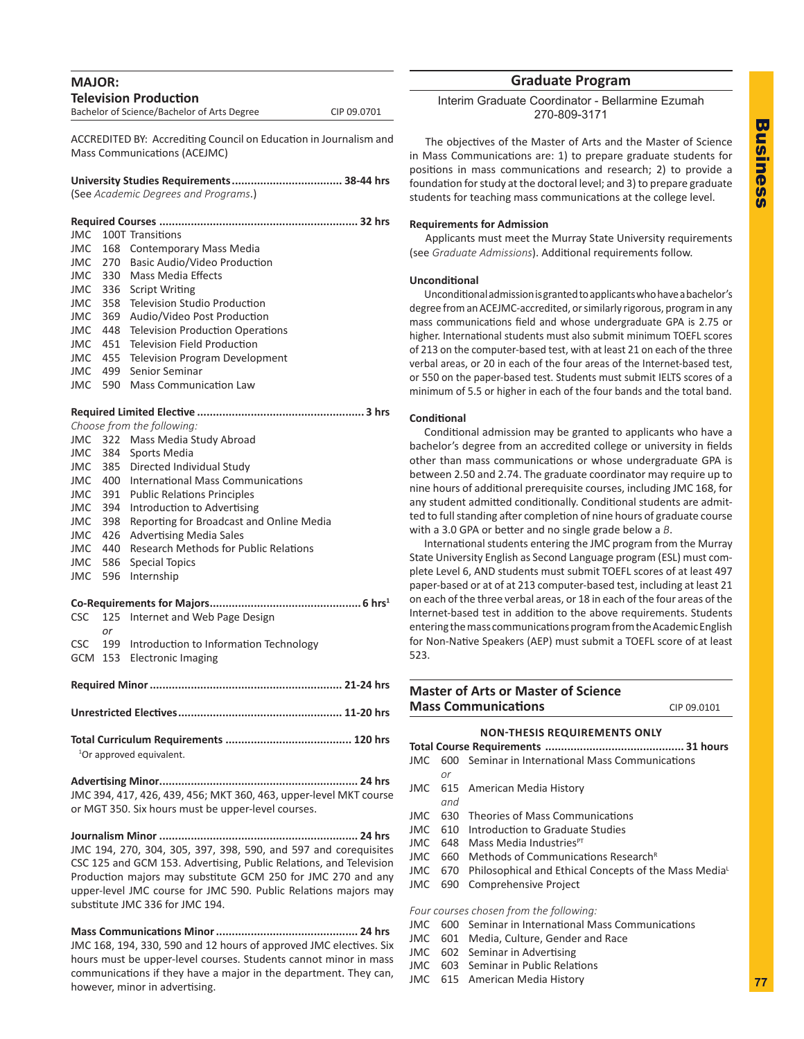## MAJOR:
## Television Production

Bachelor of Science/Bachelor of Arts Degree — CIP 09.0701

ACCREDITED BY: Accrediting Council on Education in Journalism and Mass Communications (ACEJMC)

**University Studies Requirements .................................. 38-44 hrs**
(See *Academic Degrees and Programs*.)

**Required Courses ............................................................. 32 hrs**

- JMC 100T Transitions
- JMC 168 Contemporary Mass Media
- JMC 270 Basic Audio/Video Production
- JMC 330 Mass Media Effects
- JMC 336 Script Writing
- JMC 358 Television Studio Production
- JMC 369 Audio/Video Post Production
- JMC 448 Television Production Operations
- JMC 451 Television Field Production
- JMC 455 Television Program Development
- JMC 499 Senior Seminar
- JMC 590 Mass Communication Law

**Required Limited Elective .................................................... 3 hrs**

*Choose from the following:*

- JMC 322 Mass Media Study Abroad
- JMC 384 Sports Media
- JMC 385 Directed Individual Study
- JMC 400 International Mass Communications
- JMC 391 Public Relations Principles
- JMC 394 Introduction to Advertising
- JMC 398 Reporting for Broadcast and Online Media
- JMC 426 Advertising Media Sales
- JMC 440 Research Methods for Public Relations
- JMC 586 Special Topics
- JMC 596 Internship

**Co-Requirements for Majors............................................... 6 hrs[1]**

- CSC 125 Internet and Web Page Design
  *or*
- CSC 199 Introduction to Information Technology
- GCM 153 Electronic Imaging

**Required Minor ........................................................... 21-24 hrs**

**Unrestricted Electives.................................................. 11-20 hrs**

**Total Curriculum Requirements ....................................... 120 hrs**

[1]Or approved equivalent.

**Advertising Minor.............................................................. 24 hrs**
JMC 394, 417, 426, 439, 456; MKT 360, 463, upper-level MKT course or MGT 350. Six hours must be upper-level courses.

**Journalism Minor .............................................................. 24 hrs**
JMC 194, 270, 304, 305, 397, 398, 590, and 597 and corequisites CSC 125 and GCM 153. Advertising, Public Relations, and Television Production majors may substitute GCM 250 for JMC 270 and any upper-level JMC course for JMC 590. Public Relations majors may substitute JMC 336 for JMC 194.

**Mass Communications Minor ............................................ 24 hrs**
JMC 168, 194, 330, 590 and 12 hours of approved JMC electives. Six hours must be upper-level courses. Students cannot minor in mass communications if they have a major in the department. They can, however, minor in advertising.

## Graduate Program

Interim Graduate Coordinator - Bellarmine Ezumah
270-809-3171

The objectives of the Master of Arts and the Master of Science in Mass Communications are: 1) to prepare graduate students for positions in mass communications and research; 2) to provide a foundation for study at the doctoral level; and 3) to prepare graduate students for teaching mass communications at the college level.

**Requirements for Admission**

Applicants must meet the Murray State University requirements (see *Graduate Admissions*). Additional requirements follow.

**Unconditional**

Unconditional admission is granted to applicants who have a bachelor's degree from an ACEJMC-accredited, or similarly rigorous, program in any mass communications field and whose undergraduate GPA is 2.75 or higher. International students must also submit minimum TOEFL scores of 213 on the computer-based test, with at least 21 on each of the three verbal areas, or 20 in each of the four areas of the Internet-based test, or 550 on the paper-based test. Students must submit IELTS scores of a minimum of 5.5 or higher in each of the four bands and the total band.

**Conditional**

Conditional admission may be granted to applicants who have a bachelor's degree from an accredited college or university in fields other than mass communications or whose undergraduate GPA is between 2.50 and 2.74. The graduate coordinator may require up to nine hours of additional prerequisite courses, including JMC 168, for any student admitted conditionally. Conditional students are admitted to full standing after completion of nine hours of graduate course with a 3.0 GPA or better and no single grade below a *B*.

International students entering the JMC program from the Murray State University English as Second Language program (ESL) must complete Level 6, AND students must submit TOEFL scores of at least 497 paper-based or at of at 213 computer-based test, including at least 21 on each of the three verbal areas, or 18 in each of the four areas of the Internet-based test in addition to the above requirements. Students entering the mass communications program from the Academic English for Non-Native Speakers (AEP) must submit a TOEFL score of at least 523.

## Master of Arts or Master of Science
## Mass Communications

CIP 09.0101

**NON-THESIS REQUIREMENTS ONLY**

**Total Course Requirements ........................................... 31 hours**

- JMC 600 Seminar in International Mass Communications
  *or*
- JMC 615 American Media History
  *and*
- JMC 630 Theories of Mass Communications
- JMC 610 Introduction to Graduate Studies
- JMC 648 Mass Media Industries[PT]
- JMC 660 Methods of Communications Research[R]
- JMC 670 Philosophical and Ethical Concepts of the Mass Media[L]
- JMC 690 Comprehensive Project

*Four courses chosen from the following:*

- JMC 600 Seminar in International Mass Communications
- JMC 601 Media, Culture, Gender and Race
- JMC 602 Seminar in Advertising
- JMC 603 Seminar in Public Relations
- JMC 615 American Media History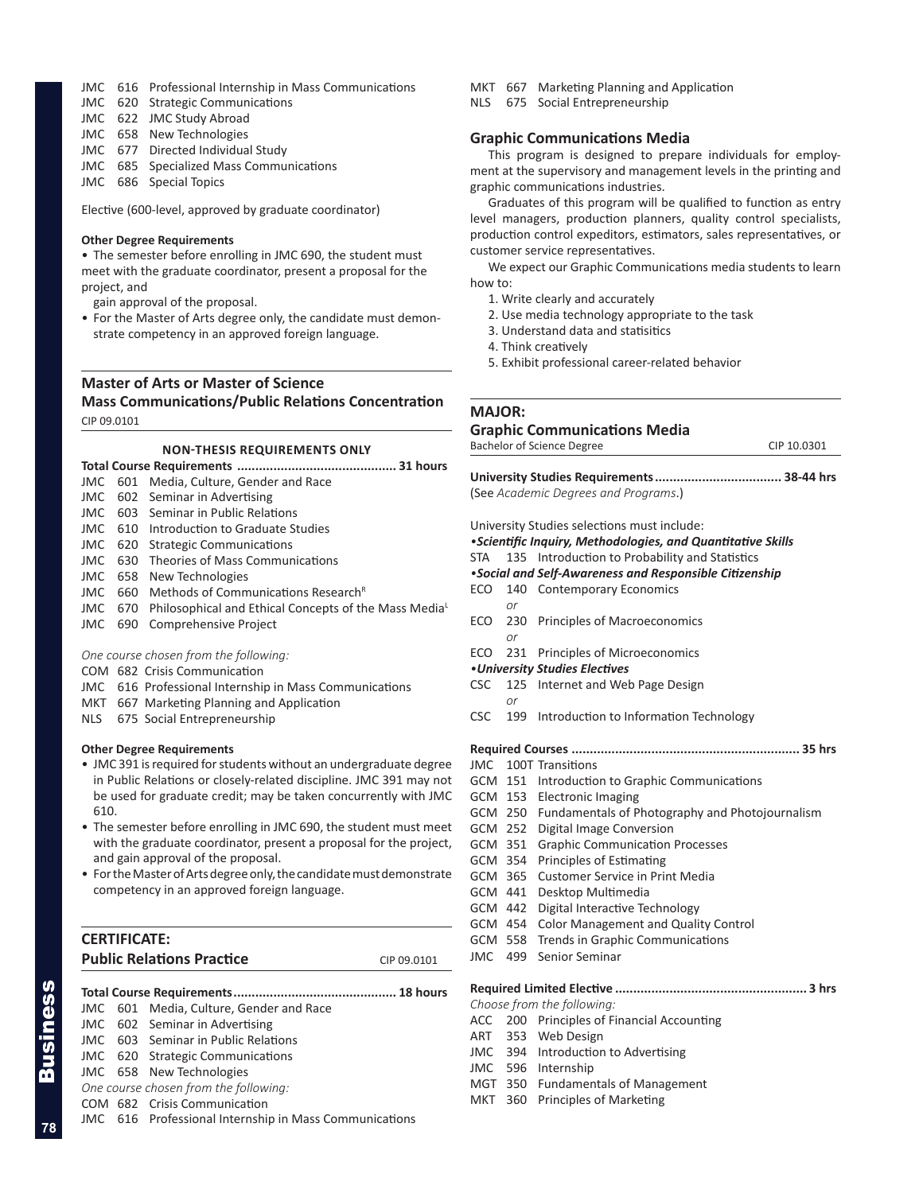JMC 616 Professional Internship in Mass Communications
JMC 620 Strategic Communications
JMC 622 JMC Study Abroad
JMC 658 New Technologies
JMC 677 Directed Individual Study
JMC 685 Specialized Mass Communications
JMC 686 Special Topics

Elective (600-level, approved by graduate coordinator)

**Other Degree Requirements**

- The semester before enrolling in JMC 690, the student must meet with the graduate coordinator, present a proposal for the project, and gain approval of the proposal.
- For the Master of Arts degree only, the candidate must demonstrate competency in an approved foreign language.

## Master of Arts or Master of Science
## Mass Communications/Public Relations Concentration

CIP 09.0101

**NON-THESIS REQUIREMENTS ONLY**

**Total Course Requirements ........................................... 31 hours**

JMC 601 Media, Culture, Gender and Race
JMC 602 Seminar in Advertising
JMC 603 Seminar in Public Relations
JMC 610 Introduction to Graduate Studies
JMC 620 Strategic Communications
JMC 630 Theories of Mass Communications
JMC 658 New Technologies
JMC 660 Methods of Communications Research[R]
JMC 670 Philosophical and Ethical Concepts of the Mass Media[L]
JMC 690 Comprehensive Project

*One course chosen from the following:*

COM 682 Crisis Communication
JMC 616 Professional Internship in Mass Communications
MKT 667 Marketing Planning and Application
NLS 675 Social Entrepreneurship

**Other Degree Requirements**

- JMC 391 is required for students without an undergraduate degree in Public Relations or closely-related discipline. JMC 391 may not be used for graduate credit; may be taken concurrently with JMC 610.
- The semester before enrolling in JMC 690, the student must meet with the graduate coordinator, present a proposal for the project, and gain approval of the proposal.
- For the Master of Arts degree only, the candidate must demonstrate competency in an approved foreign language.

## CERTIFICATE:
## Public Relations Practice

CIP 09.0101

**Total Course Requirements ........................................... 18 hours**

JMC 601 Media, Culture, Gender and Race
JMC 602 Seminar in Advertising
JMC 603 Seminar in Public Relations
JMC 620 Strategic Communications
JMC 658 New Technologies

*One course chosen from the following:*

COM 682 Crisis Communication
JMC 616 Professional Internship in Mass Communications
MKT 667 Marketing Planning and Application
NLS 675 Social Entrepreneurship

### Graphic Communications Media

This program is designed to prepare individuals for employment at the supervisory and management levels in the printing and graphic communications industries.

Graduates of this program will be qualified to function as entry level managers, production planners, quality control specialists, production control expeditors, estimators, sales representatives, or customer service representatives.

We expect our Graphic Communications media students to learn how to:

1. Write clearly and accurately
2. Use media technology appropriate to the task
3. Understand data and statisitics
4. Think creatively
5. Exhibit professional career-related behavior

## MAJOR:
## Graphic Communications Media

Bachelor of Science Degree — CIP 10.0301

**University Studies Requirements .................................. 38-44 hrs**

(See *Academic Degrees and Programs*.)

University Studies selections must include:

•***Scientific Inquiry, Methodologies, and Quantitative Skills***

STA 135 Introduction to Probability and Statistics

•***Social and Self-Awareness and Responsible Citizenship***

ECO 140 Contemporary Economics
*or*
ECO 230 Principles of Macroeconomics
*or*
ECO 231 Principles of Microeconomics

•***University Studies Electives***

CSC 125 Internet and Web Page Design
*or*
CSC 199 Introduction to Information Technology

**Required Courses ............................................................. 35 hrs**

JMC 100T Transitions
GCM 151 Introduction to Graphic Communications
GCM 153 Electronic Imaging
GCM 250 Fundamentals of Photography and Photojournalism
GCM 252 Digital Image Conversion
GCM 351 Graphic Communication Processes
GCM 354 Principles of Estimating
GCM 365 Customer Service in Print Media
GCM 441 Desktop Multimedia
GCM 442 Digital Interactive Technology
GCM 454 Color Management and Quality Control
GCM 558 Trends in Graphic Communications
JMC 499 Senior Seminar

**Required Limited Elective .................................................... 3 hrs**

*Choose from the following:*

ACC 200 Principles of Financial Accounting
ART 353 Web Design
JMC 394 Introduction to Advertising
JMC 596 Internship
MGT 350 Fundamentals of Management
MKT 360 Principles of Marketing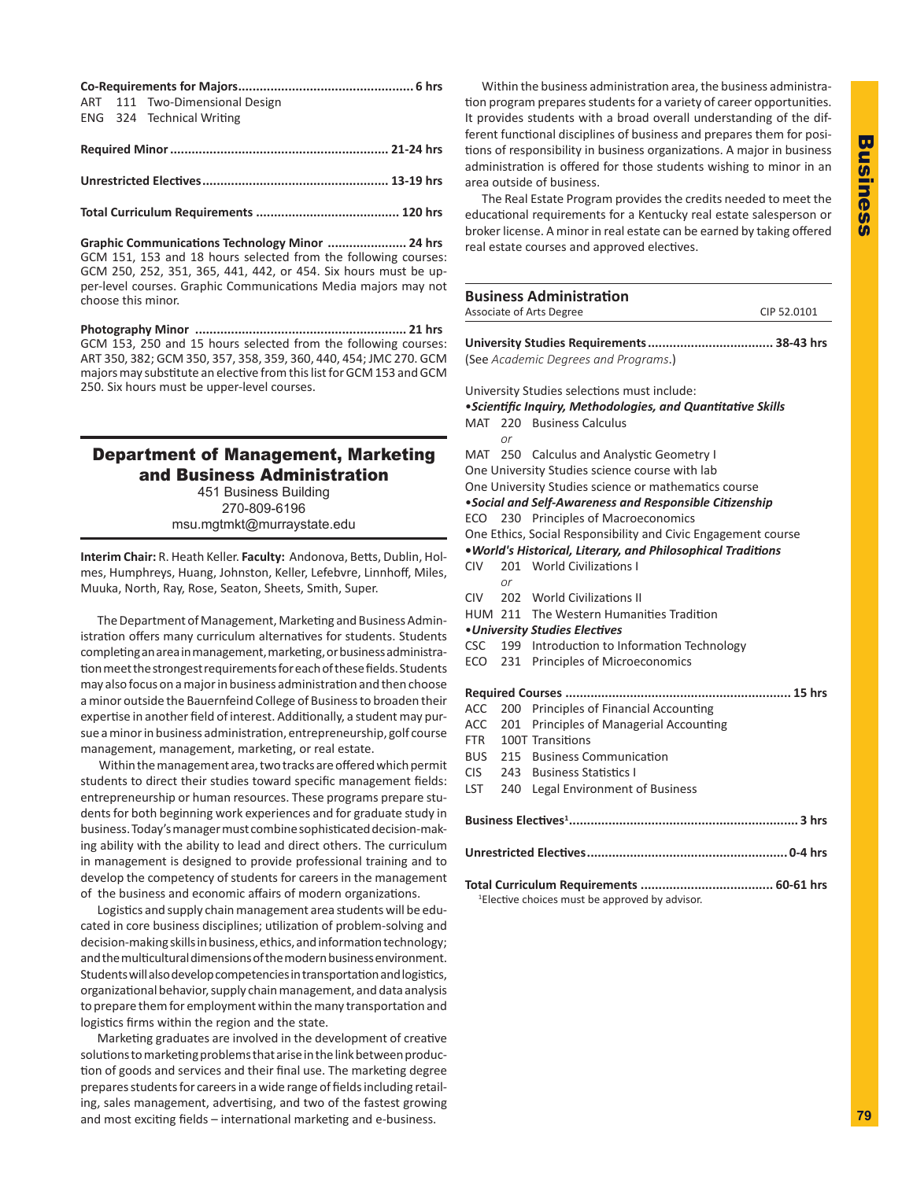**Co-Requirements for Majors................................................ 6 hrs**
ART 111 Two-Dimensional Design
ENG 324 Technical Writing

**Required Minor ............................................................ 21-24 hrs**

**Unrestricted Electives................................................... 13-19 hrs**

**Total Curriculum Requirements ....................................... 120 hrs**

**Graphic Communications Technology Minor ...................... 24 hrs**
GCM 151, 153 and 18 hours selected from the following courses: GCM 250, 252, 351, 365, 441, 442, or 454. Six hours must be upper-level courses. Graphic Communications Media majors may not choose this minor.

**Photography Minor .......................................................... 21 hrs**
GCM 153, 250 and 15 hours selected from the following courses: ART 350, 382; GCM 350, 357, 358, 359, 360, 440, 454; JMC 270. GCM majors may substitute an elective from this list for GCM 153 and GCM 250. Six hours must be upper-level courses.

## Department of Management, Marketing and Business Administration

451 Business Building
270-809-6196
msu.mgtmkt@murraystate.edu

**Interim Chair:** R. Heath Keller. **Faculty:** Andonova, Betts, Dublin, Holmes, Humphreys, Huang, Johnston, Keller, Lefebvre, Linnhoff, Miles, Muuka, North, Ray, Rose, Seaton, Sheets, Smith, Super.

The Department of Management, Marketing and Business Administration offers many curriculum alternatives for students. Students completing an area in management, marketing, or business administration meet the strongest requirements for each of these fields. Students may also focus on a major in business administration and then choose a minor outside the Bauernfeind College of Business to broaden their expertise in another field of interest. Additionally, a student may pursue a minor in business administration, entrepreneurship, golf course management, management, marketing, or real estate.

Within the management area, two tracks are offered which permit students to direct their studies toward specific management fields: entrepreneurship or human resources. These programs prepare students for both beginning work experiences and for graduate study in business. Today's manager must combine sophisticated decision-making ability with the ability to lead and direct others. The curriculum in management is designed to provide professional training and to develop the competency of students for careers in the management of the business and economic affairs of modern organizations.

Logistics and supply chain management area students will be educated in core business disciplines; utilization of problem-solving and decision-making skills in business, ethics, and information technology; and the multicultural dimensions of the modern business environment. Students will also develop competencies in transportation and logistics, organizational behavior, supply chain management, and data analysis to prepare them for employment within the many transportation and logistics firms within the region and the state.

Marketing graduates are involved in the development of creative solutions to marketing problems that arise in the link between production of goods and services and their final use. The marketing degree prepares students for careers in a wide range of fields including retailing, sales management, advertising, and two of the fastest growing and most exciting fields – international marketing and e-business.

Within the business administration area, the business administration program prepares students for a variety of career opportunities. It provides students with a broad overall understanding of the different functional disciplines of business and prepares them for positions of responsibility in business organizations. A major in business administration is offered for those students wishing to minor in an area outside of business.

The Real Estate Program provides the credits needed to meet the educational requirements for a Kentucky real estate salesperson or broker license. A minor in real estate can be earned by taking offered real estate courses and approved electives.

### Business Administration

Associate of Arts Degree — CIP 52.0101

**University Studies Requirements.................................. 38-43 hrs**
(See *Academic Degrees and Programs*.)

University Studies selections must include:

***•Scientific Inquiry, Methodologies, and Quantitative Skills***
MAT 220 Business Calculus
*or*
MAT 250 Calculus and Analytic Geometry I
One University Studies science course with lab
One University Studies science or mathematics course

***•Social and Self-Awareness and Responsible Citizenship***
ECO 230 Principles of Macroeconomics
One Ethics, Social Responsibility and Civic Engagement course

***•World's Historical, Literary, and Philosophical Traditions***
CIV 201 World Civilizations I
*or*
CIV 202 World Civilizations II
HUM 211 The Western Humanities Tradition

***•University Studies Electives***
CSC 199 Introduction to Information Technology
ECO 231 Principles of Microeconomics

**Required Courses ............................................................. 15 hrs**
ACC 200 Principles of Financial Accounting
ACC 201 Principles of Managerial Accounting
FTR 100T Transitions
BUS 215 Business Communication
CIS 243 Business Statistics I
LST 240 Legal Environment of Business

**Business Electives[1]............................................................... 3 hrs**

**Unrestricted Electives....................................................... 0-4 hrs**

**Total Curriculum Requirements .................................... 60-61 hrs**

[1]Elective choices must be approved by advisor.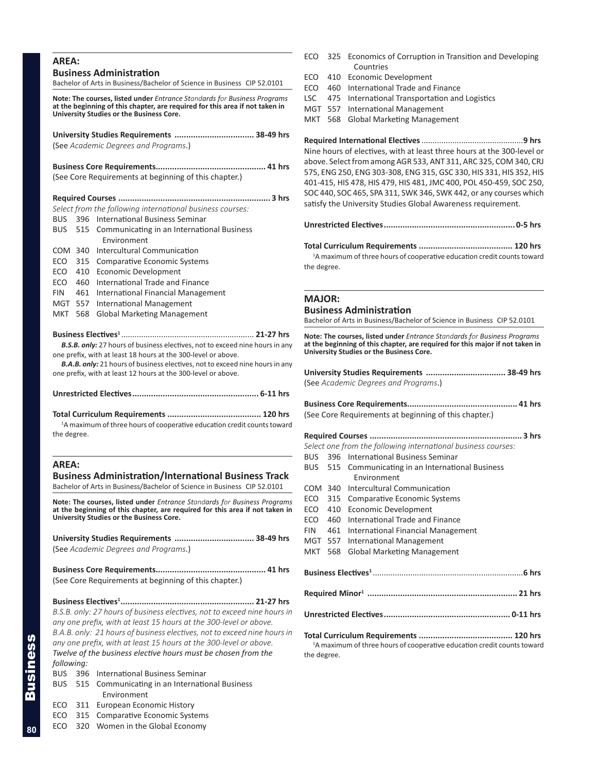## AREA:

### Business Administration

Bachelor of Arts in Business/Bachelor of Science in Business CIP 52.0101

**Note: The courses, listed under** ***Entrance Standards for Business Programs*** **at the beginning of this chapter, are required for this area if not taken in University Studies or the Business Core.**

**University Studies Requirements .................................. 38-49 hrs**
(See *Academic Degrees and Programs*.)

**Business Core Requirements.............................................. 41 hrs**
(See Core Requirements at beginning of this chapter.)

**Required Courses ................................................................ 3 hrs**
*Select from the following international business courses:*

- BUS 396 International Business Seminar
- BUS 515 Communicating in an International Business Environment
- COM 340 Intercultural Communication
- ECO 315 Comparative Economic Systems
- ECO 410 Economic Development
- ECO 460 International Trade and Finance
- FIN 461 International Financial Management
- MGT 557 International Management
- MKT 568 Global Marketing Management

**Business Electives[1]........................................................... 21-27 hrs**
***B.S.B. only:*** 27 hours of business electives, not to exceed nine hours in any one prefix, with at least 18 hours at the 300-level or above.
***B.A.B. only:*** 21 hours of business electives, not to exceed nine hours in any one prefix, with at least 12 hours at the 300-level or above.

**Unrestricted Electives..................................................... 6-11 hrs**

**Total Curriculum Requirements ........................................ 120 hrs**
[1]A maximum of three hours of cooperative education credit counts toward the degree.

## AREA:

### Business Administration/International Business Track

Bachelor of Arts in Business/Bachelor of Science in Business CIP 52.0101

**Note: The courses, listed under** ***Entrance Standards for Business Programs*** **at the beginning of this chapter, are required for this area if not taken in University Studies or the Business Core.**

**University Studies Requirements .................................. 38-49 hrs**
(See *Academic Degrees and Programs*.)

**Business Core Requirements.............................................. 41 hrs**
(See Core Requirements at beginning of this chapter.)

**Business Electives[1]........................................................ 21-27 hrs**
*B.S.B. only: 27 hours of business electives, not to exceed nine hours in any one prefix, with at least 15 hours at the 300-level or above.*
*B.A.B. only: 21 hours of business electives, not to exceed nine hours in any one prefix, with at least 15 hours at the 300-level or above.*
*Twelve of the business elective hours must be chosen from the following:*

- BUS 396 International Business Seminar
- BUS 515 Communicating in an International Business Environment
- ECO 311 European Economic History
- ECO 315 Comparative Economic Systems
- ECO 320 Women in the Global Economy
- ECO 325 Economics of Corruption in Transition and Developing Countries
- ECO 410 Economic Development
- ECO 460 International Trade and Finance
- LSC 475 International Transportation and Logistics
- MGT 557 International Management
- MKT 568 Global Marketing Management

**Required International Electives .............................................9 hrs**
Nine hours of electives, with at least three hours at the 300-level or above. Select from among AGR 533, ANT 311, ARC 325, COM 340, CRJ 575, ENG 250, ENG 303-308, ENG 315, GSC 330, HIS 331, HIS 352, HIS 401-415, HIS 478, HIS 479, HIS 481, JMC 400, POL 450-459, SOC 250, SOC 440, SOC 465, SPA 311, SWK 346, SWK 442, or any courses which satisfy the University Studies Global Awareness requirement.

**Unrestricted Electives.......................................................0-5 hrs**

**Total Curriculum Requirements ........................................ 120 hrs**
[1]A maximum of three hours of cooperative education credit counts toward the degree.

## MAJOR:

### Business Administration

Bachelor of Arts in Business/Bachelor of Science in Business CIP 52.0101

**Note: The courses, listed under** ***Entrance Standards for Business Programs*** **at the beginning of this chapter, are required for this major if not taken in University Studies or the Business Core.**

**University Studies Requirements .................................. 38-49 hrs**
(See *Academic Degrees and Programs*.)

**Business Core Requirements.............................................. 41 hrs**
(See Core Requirements at beginning of this chapter.)

**Required Courses ................................................................ 3 hrs**
*Select one from the following international business courses:*

- BUS 396 International Business Seminar
- BUS 515 Communicating in an International Business Environment
- COM 340 Intercultural Communication
- ECO 315 Comparative Economic Systems
- ECO 410 Economic Development
- ECO 460 International Trade and Finance
- FIN 461 International Financial Management
- MGT 557 International Management
- MKT 568 Global Marketing Management

**Business Electives[1]...................................................................6 hrs**

**Required Minor[1] ............................................................... 21 hrs**

**Unrestricted Electives..................................................... 0-11 hrs**

**Total Curriculum Requirements ........................................ 120 hrs**
[1]A maximum of three hours of cooperative education credit counts toward the degree.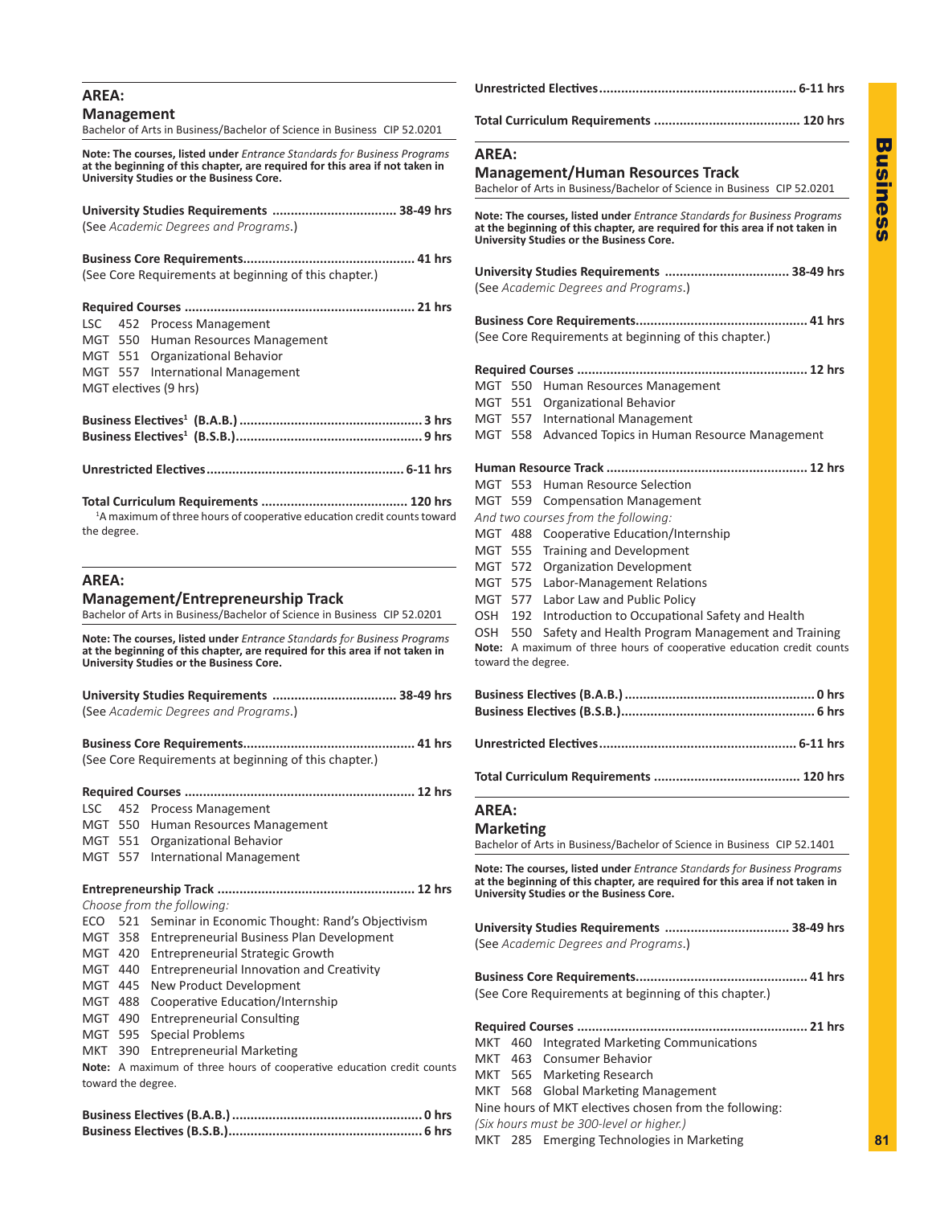## AREA:
### Management

Bachelor of Arts in Business/Bachelor of Science in Business CIP 52.0201

**Note: The courses, listed under *Entrance Standards for Business Programs* at the beginning of this chapter, are required for this area if not taken in University Studies or the Business Core.**

**University Studies Requirements .................................. 38-49 hrs**
(See *Academic Degrees and Programs*.)

**Business Core Requirements.............................................. 41 hrs**
(See Core Requirements at beginning of this chapter.)

**Required Courses .............................................................. 21 hrs**
LSC 452 Process Management
MGT 550 Human Resources Management
MGT 551 Organizational Behavior
MGT 557 International Management
MGT electives (9 hrs)

**Business Electives[1] (B.A.B.) ................................................. 3 hrs**
**Business Electives[1] (B.S.B.).................................................. 9 hrs**

**Unrestricted Electives..................................................... 6-11 hrs**

**Total Curriculum Requirements ....................................... 120 hrs**

[1]A maximum of three hours of cooperative education credit counts toward the degree.

## AREA:
### Management/Entrepreneurship Track

Bachelor of Arts in Business/Bachelor of Science in Business CIP 52.0201

**Note: The courses, listed under *Entrance Standards for Business Programs* at the beginning of this chapter, are required for this area if not taken in University Studies or the Business Core.**

**University Studies Requirements .................................. 38-49 hrs**
(See *Academic Degrees and Programs*.)

**Business Core Requirements.............................................. 41 hrs**
(See Core Requirements at beginning of this chapter.)

**Required Courses .............................................................. 12 hrs**
LSC 452 Process Management
MGT 550 Human Resources Management
MGT 551 Organizational Behavior
MGT 557 International Management

**Entrepreneurship Track ..................................................... 12 hrs**
*Choose from the following:*
ECO 521 Seminar in Economic Thought: Rand's Objectivism
MGT 358 Entrepreneurial Business Plan Development
MGT 420 Entrepreneurial Strategic Growth
MGT 440 Entrepreneurial Innovation and Creativity
MGT 445 New Product Development
MGT 488 Cooperative Education/Internship
MGT 490 Entrepreneurial Consulting
MGT 595 Special Problems
MKT 390 Entrepreneurial Marketing
**Note:** A maximum of three hours of cooperative education credit counts toward the degree.

**Business Electives (B.A.B.) ................................................... 0 hrs**
**Business Electives (B.S.B.).................................................... 6 hrs**

**Unrestricted Electives..................................................... 6-11 hrs**

**Total Curriculum Requirements ....................................... 120 hrs**

## AREA:
### Management/Human Resources Track

Bachelor of Arts in Business/Bachelor of Science in Business CIP 52.0201

**Note: The courses, listed under *Entrance Standards for Business Programs* at the beginning of this chapter, are required for this area if not taken in University Studies or the Business Core.**

**University Studies Requirements .................................. 38-49 hrs**
(See *Academic Degrees and Programs*.)

**Business Core Requirements.............................................. 41 hrs**
(See Core Requirements at beginning of this chapter.)

**Required Courses .............................................................. 12 hrs**
MGT 550 Human Resources Management
MGT 551 Organizational Behavior
MGT 557 International Management
MGT 558 Advanced Topics in Human Resource Management

**Human Resource Track ...................................................... 12 hrs**
MGT 553 Human Resource Selection
MGT 559 Compensation Management
*And two courses from the following:*
MGT 488 Cooperative Education/Internship
MGT 555 Training and Development
MGT 572 Organization Development
MGT 575 Labor-Management Relations
MGT 577 Labor Law and Public Policy
OSH 192 Introduction to Occupational Safety and Health
OSH 550 Safety and Health Program Management and Training
**Note:** A maximum of three hours of cooperative education credit counts toward the degree.

**Business Electives (B.A.B.) ................................................... 0 hrs**
**Business Electives (B.S.B.).................................................... 6 hrs**

**Unrestricted Electives..................................................... 6-11 hrs**

**Total Curriculum Requirements ....................................... 120 hrs**

## AREA:
### Marketing

Bachelor of Arts in Business/Bachelor of Science in Business CIP 52.1401

**Note: The courses, listed under *Entrance Standards for Business Programs* at the beginning of this chapter, are required for this area if not taken in University Studies or the Business Core.**

**University Studies Requirements .................................. 38-49 hrs**
(See *Academic Degrees and Programs*.)

**Business Core Requirements.............................................. 41 hrs**
(See Core Requirements at beginning of this chapter.)

**Required Courses .............................................................. 21 hrs**
MKT 460 Integrated Marketing Communications
MKT 463 Consumer Behavior
MKT 565 Marketing Research
MKT 568 Global Marketing Management
Nine hours of MKT electives chosen from the following:
*(Six hours must be 300-level or higher.)*
MKT 285 Emerging Technologies in Marketing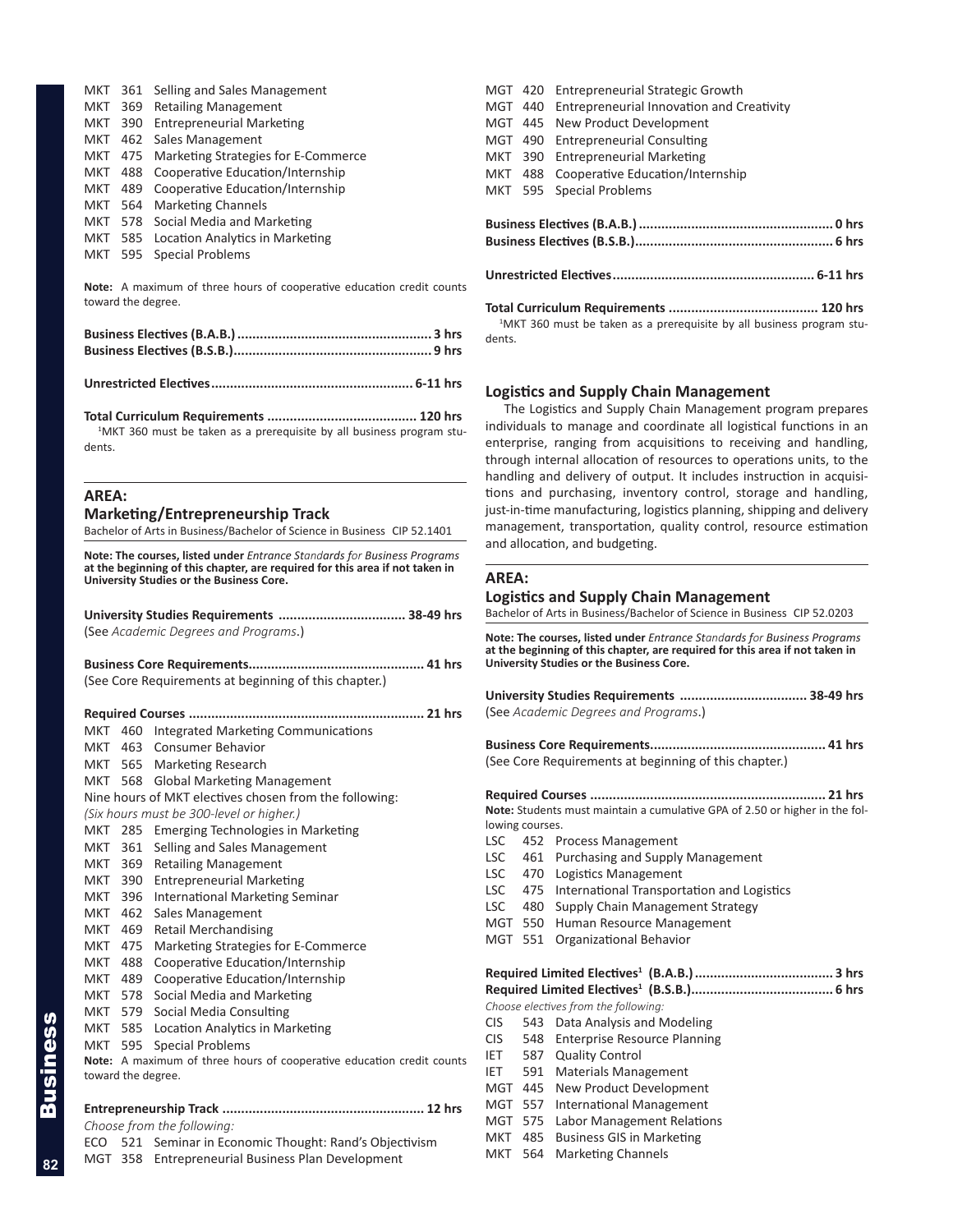MKT 361 Selling and Sales Management
MKT 369 Retailing Management
MKT 390 Entrepreneurial Marketing
MKT 462 Sales Management
MKT 475 Marketing Strategies for E-Commerce
MKT 488 Cooperative Education/Internship
MKT 489 Cooperative Education/Internship
MKT 564 Marketing Channels
MKT 578 Social Media and Marketing
MKT 585 Location Analytics in Marketing
MKT 595 Special Problems

**Note:** A maximum of three hours of cooperative education credit counts toward the degree.

**Business Electives (B.A.B.) ................................................... 3 hrs**
**Business Electives (B.S.B.).................................................... 9 hrs**

**Unrestricted Electives..................................................... 6-11 hrs**

**Total Curriculum Requirements ....................................... 120 hrs**
[1]MKT 360 must be taken as a prerequisite by all business program students.

## AREA: Marketing/Entrepreneurship Track

Bachelor of Arts in Business/Bachelor of Science in Business CIP 52.1401

**Note: The courses, listed under** ***Entrance Standards for Business Programs*** **at the beginning of this chapter, are required for this area if not taken in University Studies or the Business Core.**

**University Studies Requirements ................................. 38-49 hrs**
(See *Academic Degrees and Programs*.)

**Business Core Requirements.............................................. 41 hrs**
(See Core Requirements at beginning of this chapter.)

**Required Courses ............................................................. 21 hrs**
MKT 460 Integrated Marketing Communications
MKT 463 Consumer Behavior
MKT 565 Marketing Research
MKT 568 Global Marketing Management
Nine hours of MKT electives chosen from the following:
*(Six hours must be 300-level or higher.)*
MKT 285 Emerging Technologies in Marketing
MKT 361 Selling and Sales Management
MKT 369 Retailing Management
MKT 390 Entrepreneurial Marketing
MKT 396 International Marketing Seminar
MKT 462 Sales Management
MKT 469 Retail Merchandising
MKT 475 Marketing Strategies for E-Commerce
MKT 488 Cooperative Education/Internship
MKT 489 Cooperative Education/Internship
MKT 578 Social Media and Marketing
MKT 579 Social Media Consulting
MKT 585 Location Analytics in Marketing
MKT 595 Special Problems
**Note:** A maximum of three hours of cooperative education credit counts toward the degree.

**Entrepreneurship Track ..................................................... 12 hrs**
*Choose from the following:*
ECO 521 Seminar in Economic Thought: Rand's Objectivism
MGT 358 Entrepreneurial Business Plan Development
MGT 420 Entrepreneurial Strategic Growth
MGT 440 Entrepreneurial Innovation and Creativity
MGT 445 New Product Development
MGT 490 Entrepreneurial Consulting
MKT 390 Entrepreneurial Marketing
MKT 488 Cooperative Education/Internship
MKT 595 Special Problems

**Business Electives (B.A.B.) ................................................... 0 hrs**
**Business Electives (B.S.B.).................................................... 6 hrs**

**Unrestricted Electives..................................................... 6-11 hrs**

**Total Curriculum Requirements ....................................... 120 hrs**
[1]MKT 360 must be taken as a prerequisite by all business program students.

### Logistics and Supply Chain Management

The Logistics and Supply Chain Management program prepares individuals to manage and coordinate all logistical functions in an enterprise, ranging from acquisitions to receiving and handling, through internal allocation of resources to operations units, to the handling and delivery of output. It includes instruction in acquisitions and purchasing, inventory control, storage and handling, just-in-time manufacturing, logistics planning, shipping and delivery management, transportation, quality control, resource estimation and allocation, and budgeting.

## AREA: Logistics and Supply Chain Management

Bachelor of Arts in Business/Bachelor of Science in Business CIP 52.0203

**Note: The courses, listed under** ***Entrance Standards for Business Programs*** **at the beginning of this chapter, are required for this area if not taken in University Studies or the Business Core.**

**University Studies Requirements ................................. 38-49 hrs**
(See *Academic Degrees and Programs*.)

**Business Core Requirements.............................................. 41 hrs**
(See Core Requirements at beginning of this chapter.)

**Required Courses ............................................................. 21 hrs**
**Note:** Students must maintain a cumulative GPA of 2.50 or higher in the following courses.
LSC 452 Process Management
LSC 461 Purchasing and Supply Management
LSC 470 Logistics Management
LSC 475 International Transportation and Logistics
LSC 480 Supply Chain Management Strategy
MGT 550 Human Resource Management
MGT 551 Organizational Behavior

**Required Limited Electives[1] (B.A.B.) .................................... 3 hrs**
**Required Limited Electives[1] (B.S.B.)..................................... 6 hrs**
*Choose electives from the following:*
CIS 543 Data Analysis and Modeling
CIS 548 Enterprise Resource Planning
IET 587 Quality Control
IET 591 Materials Management
MGT 445 New Product Development
MGT 557 International Management
MGT 575 Labor Management Relations
MKT 485 Business GIS in Marketing
MKT 564 Marketing Channels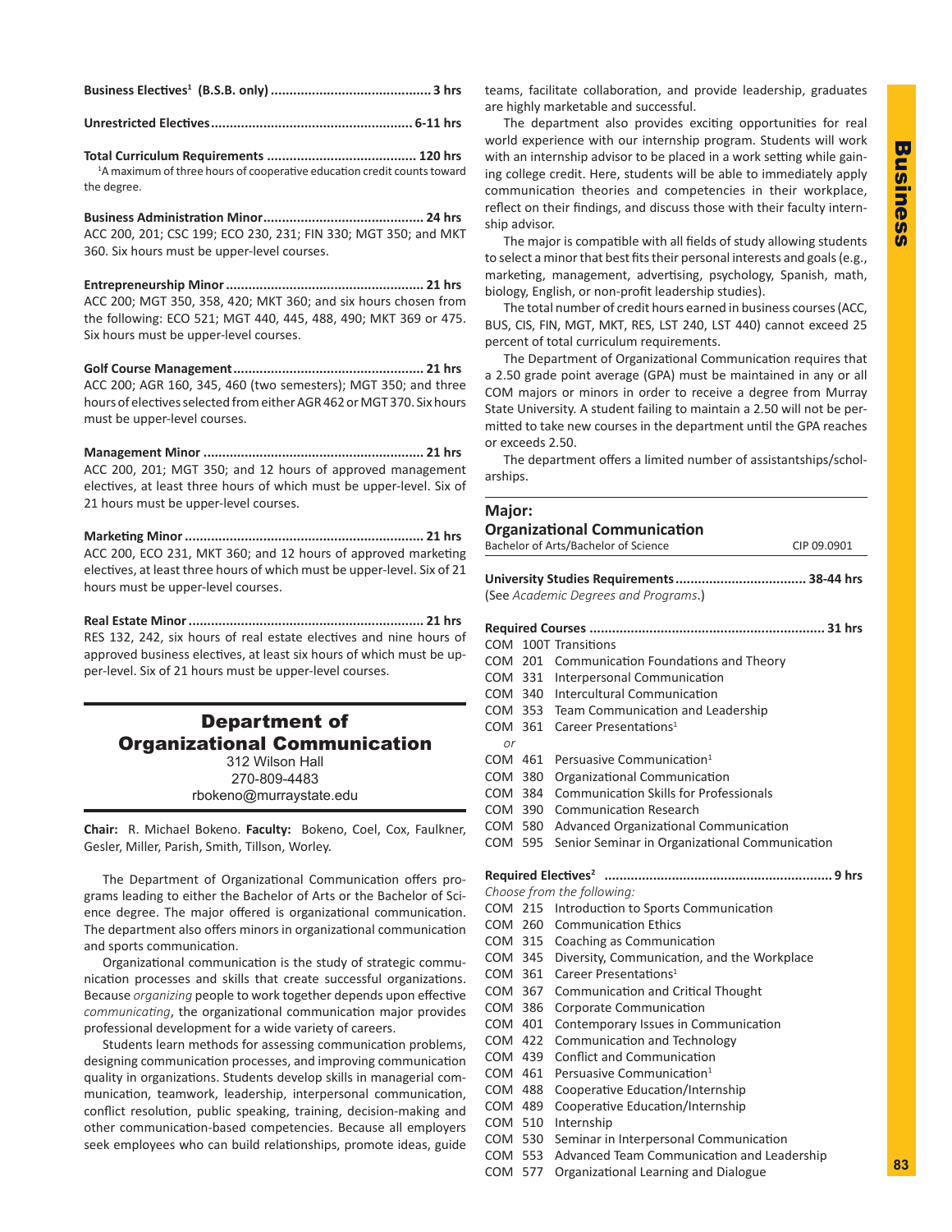**Business Electives[1] (B.S.B. only)** .......................................... **3 hrs**

**Unrestricted Electives** ..................................................... **6-11 hrs**

**Total Curriculum Requirements** ....................................... **120 hrs**

[1]A maximum of three hours of cooperative education credit counts toward the degree.

**Business Administration Minor** .......................................... **24 hrs**
ACC 200, 201; CSC 199; ECO 230, 231; FIN 330; MGT 350; and MKT 360. Six hours must be upper-level courses.

**Entrepreneurship Minor** .................................................... **21 hrs**
ACC 200; MGT 350, 358, 420; MKT 360; and six hours chosen from the following: ECO 521; MGT 440, 445, 488, 490; MKT 369 or 475. Six hours must be upper-level courses.

**Golf Course Management** .................................................. **21 hrs**
ACC 200; AGR 160, 345, 460 (two semesters); MGT 350; and three hours of electives selected from either AGR 462 or MGT 370. Six hours must be upper-level courses.

**Management Minor** .......................................................... **21 hrs**
ACC 200, 201; MGT 350; and 12 hours of approved management electives, at least three hours of which must be upper-level. Six of 21 hours must be upper-level courses.

**Marketing Minor** ............................................................... **21 hrs**
ACC 200, ECO 231, MKT 360; and 12 hours of approved marketing electives, at least three hours of which must be upper-level. Six of 21 hours must be upper-level courses.

**Real Estate Minor** .............................................................. **21 hrs**
RES 132, 242, six hours of real estate electives and nine hours of approved business electives, at least six hours of which must be upper-level. Six of 21 hours must be upper-level courses.

## Department of Organizational Communication

312 Wilson Hall
270-809-4483
rbokeno@murraystate.edu

**Chair:** R. Michael Bokeno. **Faculty:** Bokeno, Coel, Cox, Faulkner, Gesler, Miller, Parish, Smith, Tillson, Worley.

The Department of Organizational Communication offers programs leading to either the Bachelor of Arts or the Bachelor of Science degree. The major offered is organizational communication. The department also offers minors in organizational communication and sports communication.

Organizational communication is the study of strategic communication processes and skills that create successful organizations. Because *organizing* people to work together depends upon effective *communicating*, the organizational communication major provides professional development for a wide variety of careers.

Students learn methods for assessing communication problems, designing communication processes, and improving communication quality in organizations. Students develop skills in managerial communication, teamwork, leadership, interpersonal communication, conflict resolution, public speaking, training, decision-making and other communication-based competencies. Because all employers seek employees who can build relationships, promote ideas, guide teams, facilitate collaboration, and provide leadership, graduates are highly marketable and successful.

The department also provides exciting opportunities for real world experience with our internship program. Students will work with an internship advisor to be placed in a work setting while gaining college credit. Here, students will be able to immediately apply communication theories and competencies in their workplace, reflect on their findings, and discuss those with their faculty internship advisor.

The major is compatible with all fields of study allowing students to select a minor that best fits their personal interests and goals (e.g., marketing, management, advertising, psychology, Spanish, math, biology, English, or non-profit leadership studies).

The total number of credit hours earned in business courses (ACC, BUS, CIS, FIN, MGT, MKT, RES, LST 240, LST 440) cannot exceed 25 percent of total curriculum requirements.

The Department of Organizational Communication requires that a 2.50 grade point average (GPA) must be maintained in any or all COM majors or minors in order to receive a degree from Murray State University. A student failing to maintain a 2.50 will not be permitted to take new courses in the department until the GPA reaches or exceeds 2.50.

The department offers a limited number of assistantships/scholarships.

### Major: Organizational Communication

Bachelor of Arts/Bachelor of Science — CIP 09.0901

**University Studies Requirements** .................................. **38-44 hrs**
(See *Academic Degrees and Programs*.)

**Required Courses** ............................................................. **31 hrs**

COM 100T Transitions
COM 201 Communication Foundations and Theory
COM 331 Interpersonal Communication
COM 340 Intercultural Communication
COM 353 Team Communication and Leadership
COM 361 Career Presentations[1]
*or*
COM 461 Persuasive Communication[1]
COM 380 Organizational Communication
COM 384 Communication Skills for Professionals
COM 390 Communication Research
COM 580 Advanced Organizational Communication
COM 595 Senior Seminar in Organizational Communication

**Required Electives[2]** ........................................................... **9 hrs**

*Choose from the following:*
COM 215 Introduction to Sports Communication
COM 260 Communication Ethics
COM 315 Coaching as Communication
COM 345 Diversity, Communication, and the Workplace
COM 361 Career Presentations[1]
COM 367 Communication and Critical Thought
COM 386 Corporate Communication
COM 401 Contemporary Issues in Communication
COM 422 Communication and Technology
COM 439 Conflict and Communication
COM 461 Persuasive Communication[1]
COM 488 Cooperative Education/Internship
COM 489 Cooperative Education/Internship
COM 510 Internship
COM 530 Seminar in Interpersonal Communication
COM 553 Advanced Team Communication and Leadership
COM 577 Organizational Learning and Dialogue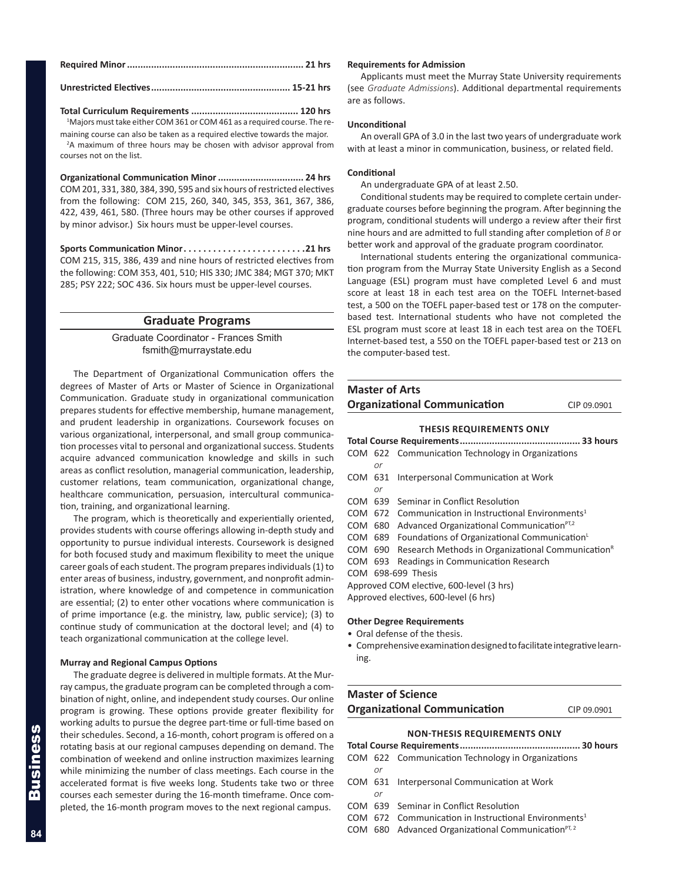**Required Minor .................................................................. 21 hrs**

**Unrestricted Electives ................................................... 15-21 hrs**

**Total Curriculum Requirements ........................................ 120 hrs**

[1]Majors must take either COM 361 or COM 461 as a required course. The remaining course can also be taken as a required elective towards the major.

[2]A maximum of three hours may be chosen with advisor approval from courses not on the list.

**Organizational Communication Minor ................................ 24 hrs**
COM 201, 331, 380, 384, 390, 595 and six hours of restricted electives from the following: COM 215, 260, 340, 345, 353, 361, 367, 386, 422, 439, 461, 580. (Three hours may be other courses if approved by minor advisor.) Six hours must be upper-level courses.

**Sports Communication Minor . . . . . . . . . . . . . . . . . . . . . . . . . 21 hrs**
COM 215, 315, 386, 439 and nine hours of restricted electives from the following: COM 353, 401, 510; HIS 330; JMC 384; MGT 370; MKT 285; PSY 222; SOC 436. Six hours must be upper-level courses.

## Graduate Programs

Graduate Coordinator - Frances Smith
fsmith@murraystate.edu

The Department of Organizational Communication offers the degrees of Master of Arts or Master of Science in Organizational Communication. Graduate study in organizational communication prepares students for effective membership, humane management, and prudent leadership in organizations. Coursework focuses on various organizational, interpersonal, and small group communication processes vital to personal and organizational success. Students acquire advanced communication knowledge and skills in such areas as conflict resolution, managerial communication, leadership, customer relations, team communication, organizational change, healthcare communication, persuasion, intercultural communication, training, and organizational learning.

The program, which is theoretically and experientially oriented, provides students with course offerings allowing in-depth study and opportunity to pursue individual interests. Coursework is designed for both focused study and maximum flexibility to meet the unique career goals of each student. The program prepares individuals (1) to enter areas of business, industry, government, and nonprofit administration, where knowledge of and competence in communication are essential; (2) to enter other vocations where communication is of prime importance (e.g. the ministry, law, public service); (3) to continue study of communication at the doctoral level; and (4) to teach organizational communication at the college level.

**Murray and Regional Campus Options**

The graduate degree is delivered in multiple formats. At the Murray campus, the graduate program can be completed through a combination of night, online, and independent study courses. Our online program is growing. These options provide greater flexibility for working adults to pursue the degree part-time or full-time based on their schedules. Second, a 16-month, cohort program is offered on a rotating basis at our regional campuses depending on demand. The combination of weekend and online instruction maximizes learning while minimizing the number of class meetings. Each course in the accelerated format is five weeks long. Students take two or three courses each semester during the 16-month timeframe. Once completed, the 16-month program moves to the next regional campus.

**Requirements for Admission**

Applicants must meet the Murray State University requirements (see *Graduate Admissions*). Additional departmental requirements are as follows.

**Unconditional**

An overall GPA of 3.0 in the last two years of undergraduate work with at least a minor in communication, business, or related field.

**Conditional**

An undergraduate GPA of at least 2.50.

Conditional students may be required to complete certain undergraduate courses before beginning the program. After beginning the program, conditional students will undergo a review after their first nine hours and are admitted to full standing after completion of *B* or better work and approval of the graduate program coordinator.

International students entering the organizational communication program from the Murray State University English as a Second Language (ESL) program must have completed Level 6 and must score at least 18 in each test area on the TOEFL Internet-based test, a 500 on the TOEFL paper-based test or 178 on the computer-based test. International students who have not completed the ESL program must score at least 18 in each test area on the TOEFL Internet-based test, a 550 on the TOEFL paper-based test or 213 on the computer-based test.

### Master of Arts Organizational Communication — CIP 09.0901

**THESIS REQUIREMENTS ONLY**

**Total Course Requirements ............................................ 33 hours**

COM 622 Communication Technology in Organizations
*or*
COM 631 Interpersonal Communication at Work
*or*
COM 639 Seminar in Conflict Resolution
COM 672 Communication in Instructional Environments[1]
COM 680 Advanced Organizational Communication[PT,2]
COM 689 Foundations of Organizational Communication[L]
COM 690 Research Methods in Organizational Communication[R]
COM 693 Readings in Communication Research
COM 698-699 Thesis
Approved COM elective, 600-level (3 hrs)
Approved electives, 600-level (6 hrs)

**Other Degree Requirements**

- Oral defense of the thesis.
- Comprehensive examination designed to facilitate integrative learning.

### Master of Science Organizational Communication — CIP 09.0901

**NON-THESIS REQUIREMENTS ONLY**

**Total Course Requirements ............................................ 30 hours**

COM 622 Communication Technology in Organizations
*or*
COM 631 Interpersonal Communication at Work
*or*
COM 639 Seminar in Conflict Resolution
COM 672 Communication in Instructional Environments[1]
COM 680 Advanced Organizational Communication[PT, 2]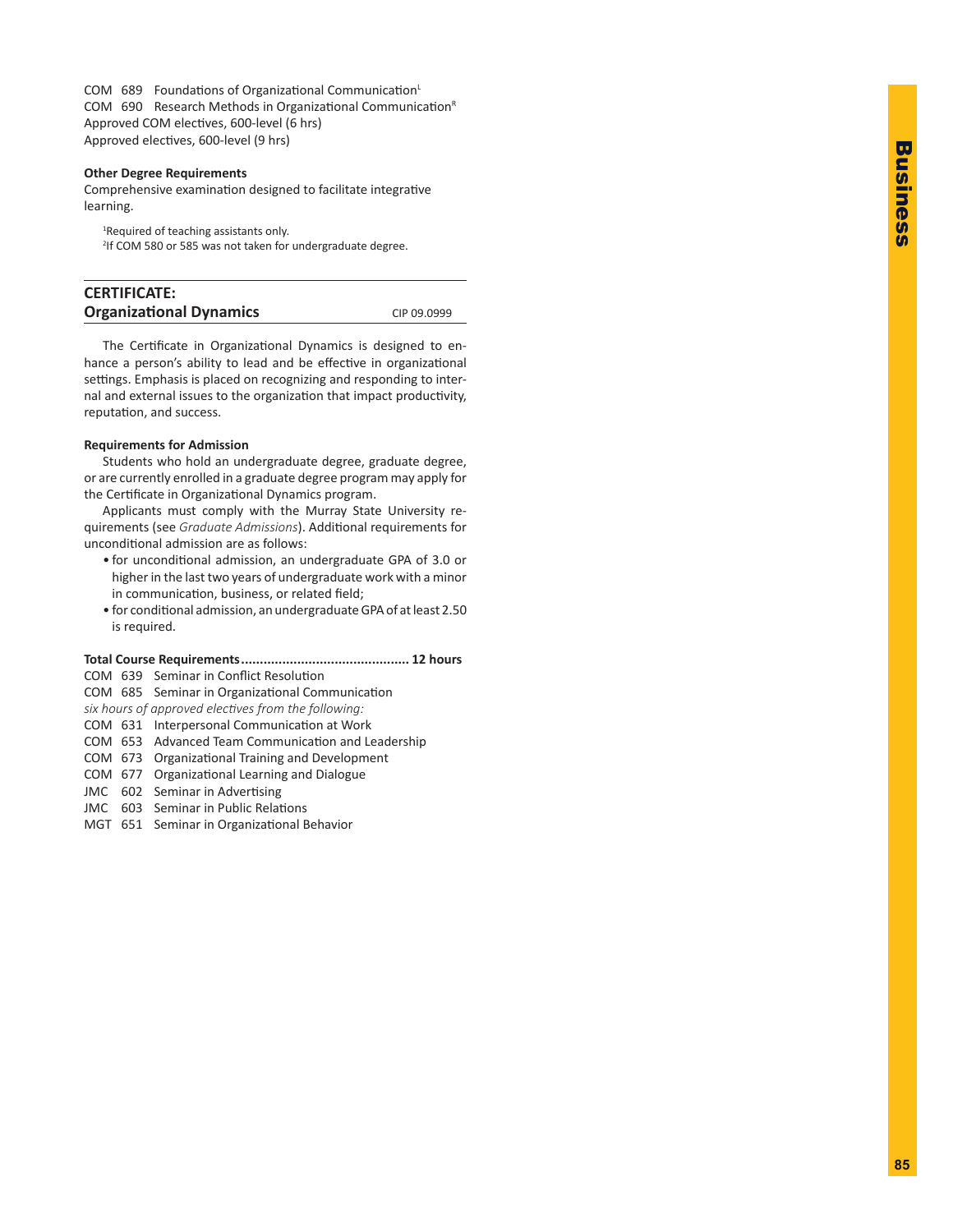COM 689 Foundations of Organizational Communication[L]
COM 690 Research Methods in Organizational Communication[R]
Approved COM electives, 600-level (6 hrs)
Approved electives, 600-level (9 hrs)

**Other Degree Requirements**
Comprehensive examination designed to facilitate integrative learning.

[1]Required of teaching assistants only.
[2]If COM 580 or 585 was not taken for undergraduate degree.

## CERTIFICATE: Organizational Dynamics

CIP 09.0999

The Certificate in Organizational Dynamics is designed to enhance a person's ability to lead and be effective in organizational settings. Emphasis is placed on recognizing and responding to internal and external issues to the organization that impact productivity, reputation, and success.

**Requirements for Admission**

Students who hold an undergraduate degree, graduate degree, or are currently enrolled in a graduate degree program may apply for the Certificate in Organizational Dynamics program.

Applicants must comply with the Murray State University requirements (see *Graduate Admissions*). Additional requirements for unconditional admission are as follows:

- for unconditional admission, an undergraduate GPA of 3.0 or higher in the last two years of undergraduate work with a minor in communication, business, or related field;
- for conditional admission, an undergraduate GPA of at least 2.50 is required.

**Total Course Requirements............................................ 12 hours**
COM 639 Seminar in Conflict Resolution
COM 685 Seminar in Organizational Communication
*six hours of approved electives from the following:*
COM 631 Interpersonal Communication at Work
COM 653 Advanced Team Communication and Leadership
COM 673 Organizational Training and Development
COM 677 Organizational Learning and Dialogue
JMC 602 Seminar in Advertising
JMC 603 Seminar in Public Relations
MGT 651 Seminar in Organizational Behavior